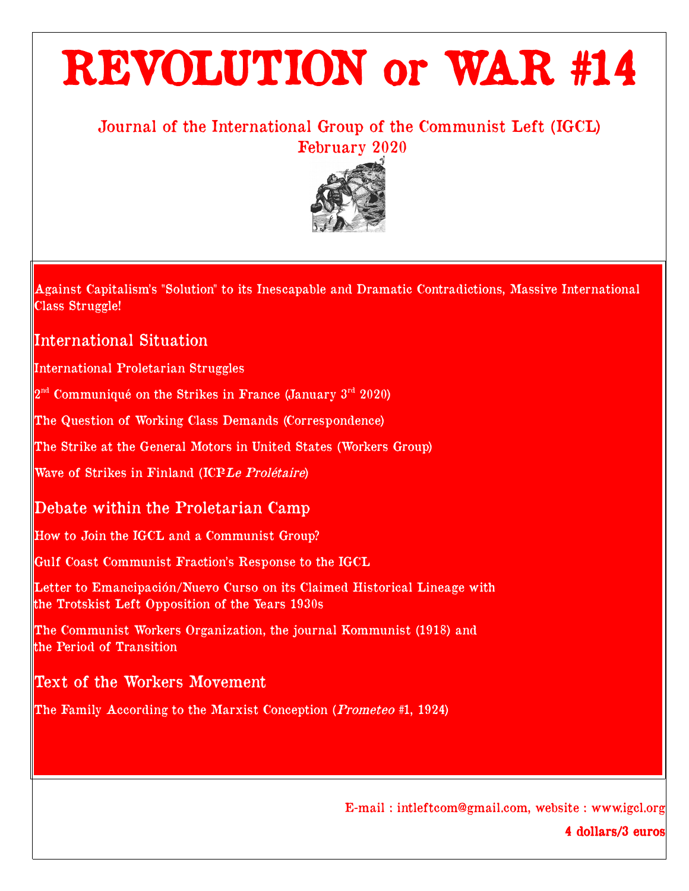# REVOLUTION or WAR #14

Journal of the International Group of the Communist Left (IGCL)
February 2020

Against Capitalism's "Solution" to its Inescapable and Dramatic Contradictions, Massive International Class Struggle!

## International Situation

International Proletarian Struggles

2nd Communiqué on the Strikes in France (January 3rd 2020)

The Question of Working Class Demands (Correspondence)

The Strike at the General Motors in United States (Workers Group)

Wave of Strikes in Finland (ICP-*Le Prolétaire*)

## Debate within the Proletarian Camp

How to Join the IGCL and a Communist Group?

Gulf Coast Communist Fraction's Response to the IGCL

Letter to Emancipación/Nuevo Curso on its Claimed Historical Lineage with the Trotskist Left Opposition of the Years 1930s

The Communist Workers Organization, the journal Kommunist (1918) and the Period of Transition

## Text of the Workers Movement

The Family According to the Marxist Conception (*Prometeo* #1, 1924)

E-mail : intleftcom@gmail.com, website : www.igcl.org

**4 dollars/3 euros**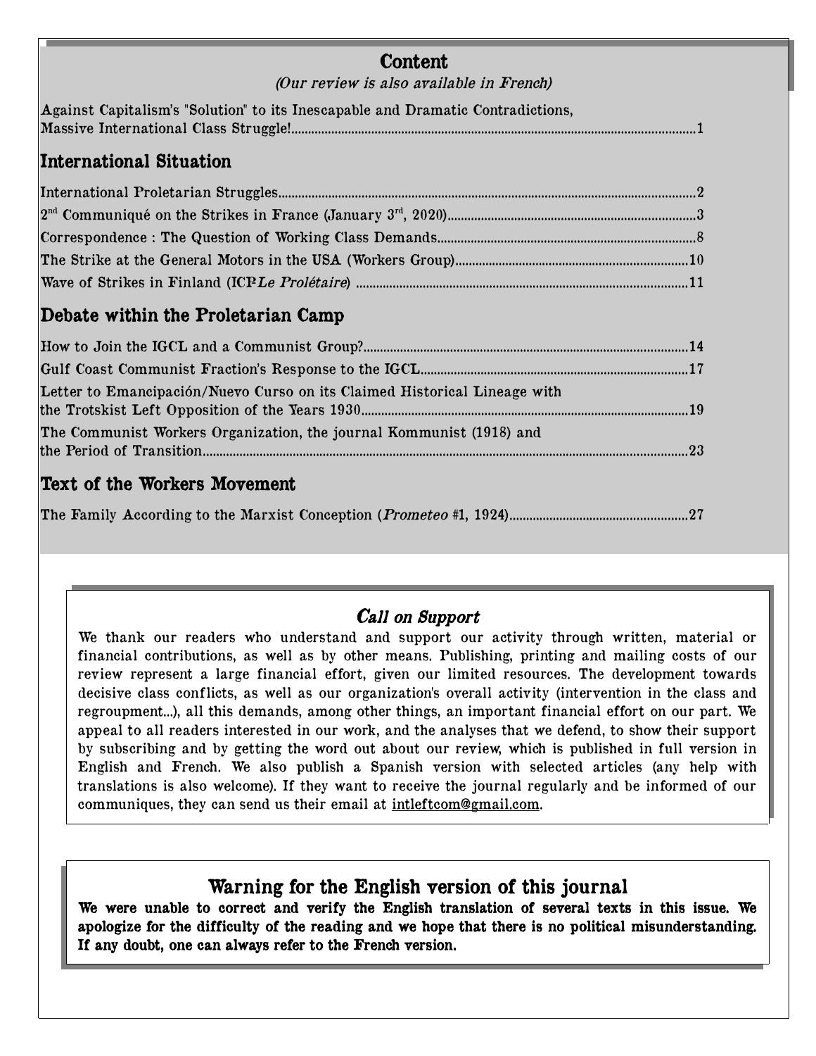# Content

*(Our review is also available in French)*

Against Capitalism's "Solution" to its Inescapable and Dramatic Contradictions, Massive International Class Struggle! ........ 1

## International Situation

International Proletarian Struggles ........ 2

2nd Communiqué on the Strikes in France (January 3rd, 2020) ........ 3

Correspondence : The Question of Working Class Demands ........ 8

The Strike at the General Motors in the USA (Workers Group) ........ 10

Wave of Strikes in Finland (ICP-*Le Prolétaire*) ........ 11

## Debate within the Proletarian Camp

How to Join the IGCL and a Communist Group? ........ 14

Gulf Coast Communist Fraction's Response to the IGCL ........ 17

Letter to Emancipación/Nuevo Curso on its Claimed Historical Lineage with the Trotskist Left Opposition of the Years 1930 ........ 19

The Communist Workers Organization, the journal Kommunist (1918) and the Period of Transition ........ 23

## Text of the Workers Movement

The Family According to the Marxist Conception (*Prometeo* #1, 1924) ........ 27

### *Call on Support*

We thank our readers who understand and support our activity through written, material or financial contributions, as well as by other means. Publishing, printing and mailing costs of our review represent a large financial effort, given our limited resources. The development towards decisive class conflicts, as well as our organization's overall activity (intervention in the class and regroupment...), all this demands, among other things, an important financial effort on our part. We appeal to all readers interested in our work, and the analyses that we defend, to show their support by subscribing and by getting the word out about our review, which is published in full version in English and French. We also publish a Spanish version with selected articles (any help with translations is also welcome). If they want to receive the journal regularly and be informed of our communiques, they can send us their email at intleftcom@gmail.com.

### Warning for the English version of this journal

**We were unable to correct and verify the English translation of several texts in this issue. We apologize for the difficulty of the reading and we hope that there is no political misunderstanding. If any doubt, one can always refer to the French version.**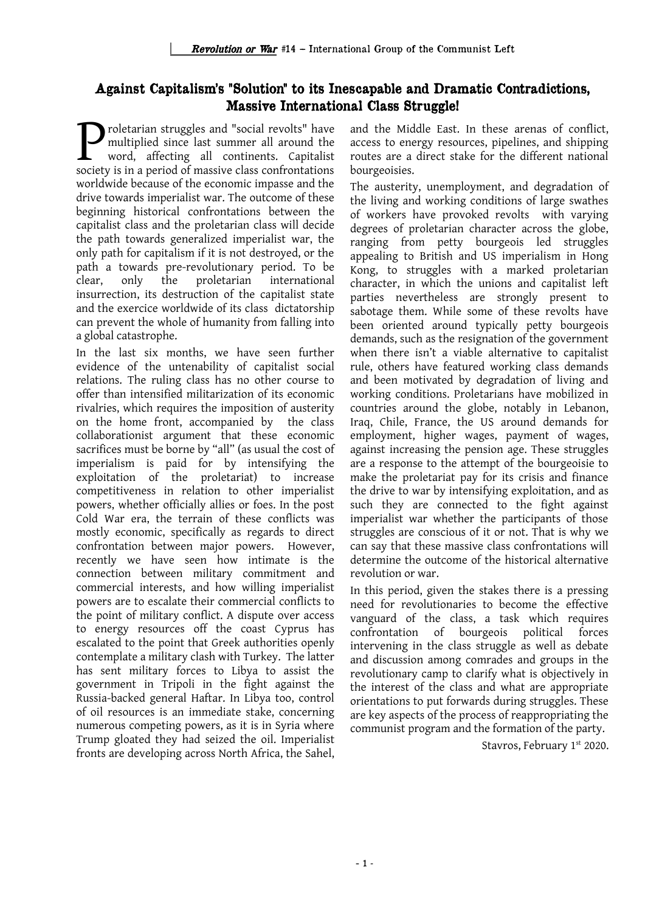## Against Capitalism's "Solution" to its Inescapable and Dramatic Contradictions, Massive International Class Struggle!

Proletarian struggles and "social revolts" have multiplied since last summer all around the word, affecting all continents. Capitalist society is in a period of massive class confrontations worldwide because of the economic impasse and the drive towards imperialist war. The outcome of these beginning historical confrontations between the capitalist class and the proletarian class will decide the path towards generalized imperialist war, the only path for capitalism if it is not destroyed, or the path a towards pre-revolutionary period. To be clear, only the proletarian international insurrection, its destruction of the capitalist state and the exercice worldwide of its class dictatorship can prevent the whole of humanity from falling into a global catastrophe.

In the last six months, we have seen further evidence of the untenability of capitalist social relations. The ruling class has no other course to offer than intensified militarization of its economic rivalries, which requires the imposition of austerity on the home front, accompanied by the class collaborationist argument that these economic sacrifices must be borne by "all" (as usual the cost of imperialism is paid for by intensifying the exploitation of the proletariat) to increase competitiveness in relation to other imperialist powers, whether officially allies or foes. In the post Cold War era, the terrain of these conflicts was mostly economic, specifically as regards to direct confrontation between major powers. However, recently we have seen how intimate is the connection between military commitment and commercial interests, and how willing imperialist powers are to escalate their commercial conflicts to the point of military conflict. A dispute over access to energy resources off the coast Cyprus has escalated to the point that Greek authorities openly contemplate a military clash with Turkey. The latter has sent military forces to Libya to assist the government in Tripoli in the fight against the Russia-backed general Haftar. In Libya too, control of oil resources is an immediate stake, concerning numerous competing powers, as it is in Syria where Trump gloated they had seized the oil. Imperialist fronts are developing across North Africa, the Sahel, and the Middle East. In these arenas of conflict, access to energy resources, pipelines, and shipping routes are a direct stake for the different national bourgeoisies.

The austerity, unemployment, and degradation of the living and working conditions of large swathes of workers have provoked revolts with varying degrees of proletarian character across the globe, ranging from petty bourgeois led struggles appealing to British and US imperialism in Hong Kong, to struggles with a marked proletarian character, in which the unions and capitalist left parties nevertheless are strongly present to sabotage them. While some of these revolts have been oriented around typically petty bourgeois demands, such as the resignation of the government when there isn't a viable alternative to capitalist rule, others have featured working class demands and been motivated by degradation of living and working conditions. Proletarians have mobilized in countries around the globe, notably in Lebanon, Iraq, Chile, France, the US around demands for employment, higher wages, payment of wages, against increasing the pension age. These struggles are a response to the attempt of the bourgeoisie to make the proletariat pay for its crisis and finance the drive to war by intensifying exploitation, and as such they are connected to the fight against imperialist war whether the participants of those struggles are conscious of it or not. That is why we can say that these massive class confrontations will determine the outcome of the historical alternative revolution or war.

In this period, given the stakes there is a pressing need for revolutionaries to become the effective vanguard of the class, a task which requires confrontation of bourgeois political forces intervening in the class struggle as well as debate and discussion among comrades and groups in the revolutionary camp to clarify what is objectively in the interest of the class and what are appropriate orientations to put forwards during struggles. These are key aspects of the process of reappropriating the communist program and the formation of the party.

Stavros, February 1st 2020.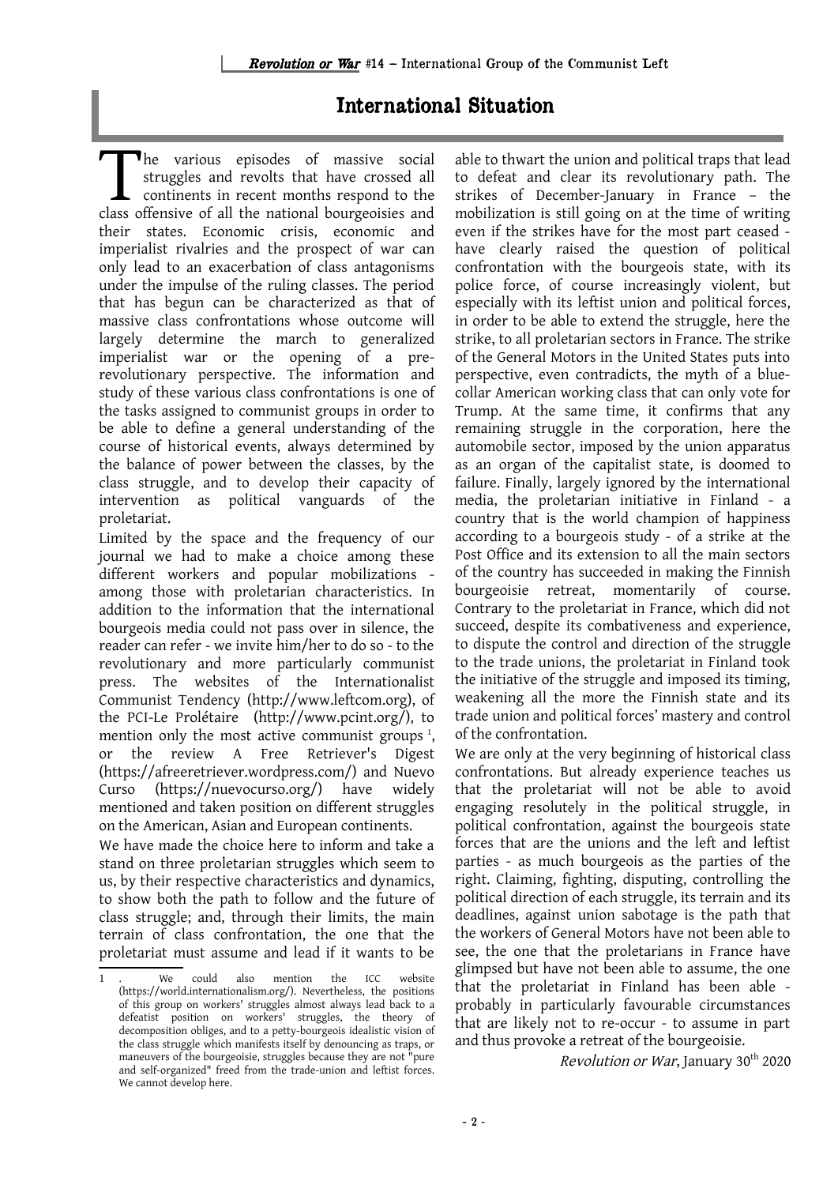# International Situation

The various episodes of massive social struggles and revolts that have crossed all continents in recent months respond to the class offensive of all the national bourgeoisies and their states. Economic crisis, economic and imperialist rivalries and the prospect of war can only lead to an exacerbation of class antagonisms under the impulse of the ruling classes. The period that has begun can be characterized as that of massive class confrontations whose outcome will largely determine the march to generalized imperialist war or the opening of a pre-revolutionary perspective. The information and study of these various class confrontations is one of the tasks assigned to communist groups in order to be able to define a general understanding of the course of historical events, always determined by the balance of power between the classes, by the class struggle, and to develop their capacity of intervention as political vanguards of the proletariat.

Limited by the space and the frequency of our journal we had to make a choice among these different workers and popular mobilizations - among those with proletarian characteristics. In addition to the information that the international bourgeois media could not pass over in silence, the reader can refer - we invite him/her to do so - to the revolutionary and more particularly communist press. The websites of the Internationalist Communist Tendency (http://www.leftcom.org), of the PCI-Le Prolétaire (http://www.pcint.org/), to mention only the most active communist groups [1], or the review A Free Retriever's Digest (https://afreeretriever.wordpress.com/) and Nuevo Curso (https://nuevocurso.org/) have widely mentioned and taken position on different struggles on the American, Asian and European continents.

We have made the choice here to inform and take a stand on three proletarian struggles which seem to us, by their respective characteristics and dynamics, to show both the path to follow and the future of class struggle; and, through their limits, the main terrain of class confrontation, the one that the proletariat must assume and lead if it wants to be able to thwart the union and political traps that lead to defeat and clear its revolutionary path. The strikes of December-January in France – the mobilization is still going on at the time of writing even if the strikes have for the most part ceased - have clearly raised the question of political confrontation with the bourgeois state, with its police force, of course increasingly violent, but especially with its leftist union and political forces, in order to be able to extend the struggle, here the strike, to all proletarian sectors in France. The strike of the General Motors in the United States puts into perspective, even contradicts, the myth of a blue-collar American working class that can only vote for Trump. At the same time, it confirms that any remaining struggle in the corporation, here the automobile sector, imposed by the union apparatus as an organ of the capitalist state, is doomed to failure. Finally, largely ignored by the international media, the proletarian initiative in Finland - a country that is the world champion of happiness according to a bourgeois study - of a strike at the Post Office and its extension to all the main sectors of the country has succeeded in making the Finnish bourgeoisie retreat, momentarily of course. Contrary to the proletariat in France, which did not succeed, despite its combativeness and experience, to dispute the control and direction of the struggle to the trade unions, the proletariat in Finland took the initiative of the struggle and imposed its timing, weakening all the more the Finnish state and its trade union and political forces' mastery and control of the confrontation.

We are only at the very beginning of historical class confrontations. But already experience teaches us that the proletariat will not be able to avoid engaging resolutely in the political struggle, in political confrontation, against the bourgeois state forces that are the unions and the left and leftist parties - as much bourgeois as the parties of the right. Claiming, fighting, disputing, controlling the political direction of each struggle, its terrain and its deadlines, against union sabotage is the path that the workers of General Motors have not been able to see, the one that the proletarians in France have glimpsed but have not been able to assume, the one that the proletariat in Finland has been able - probably in particularly favourable circumstances that are likely not to re-occur - to assume in part and thus provoke a retreat of the bourgeoisie.

*Revolution or War*, January 30th 2020

---

1. We could also mention the ICC website (https://world.internationalism.org/). Nevertheless, the positions of this group on workers' struggles almost always lead back to a defeatist position on workers' struggles, the theory of decomposition obliges, and to a petty-bourgeois idealistic vision of the class struggle which manifests itself by denouncing as traps, or maneuvers of the bourgeoisie, struggles because they are not "pure and self-organized" freed from the trade-union and leftist forces. We cannot develop here.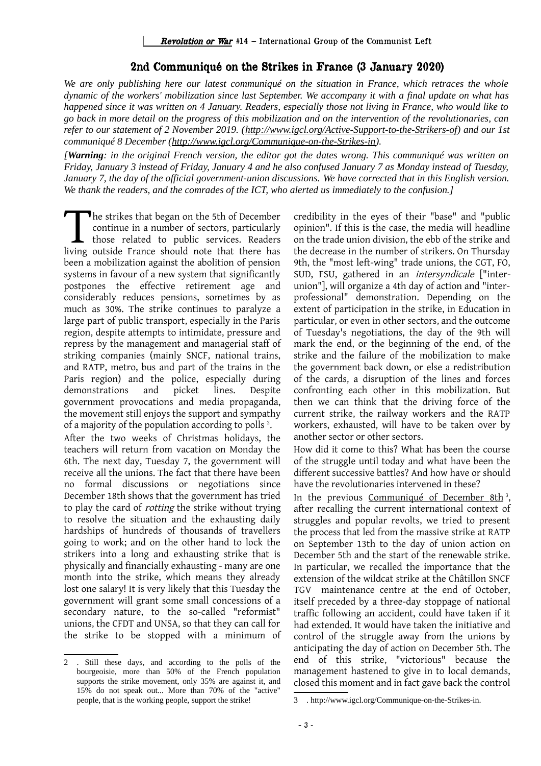## 2nd Communiqué on the Strikes in France (3 January 2020)

*We are only publishing here our latest communiqué on the situation in France, which retraces the whole dynamic of the workers' mobilization since last September. We accompany it with a final update on what has happened since it was written on 4 January. Readers, especially those not living in France, who would like to go back in more detail on the progress of this mobilization and on the intervention of the revolutionaries, can refer to our statement of 2 November 2019. (http://www.igcl.org/Active-Support-to-the-Strikers-of) and our 1st communiqué 8 December (http://www.igcl.org/Communique-on-the-Strikes-in).*

*[**Warning**: in the original French version, the editor got the dates wrong. This communiqué was written on Friday, January 3 instead of Friday, January 4 and he also confused January 7 as Monday instead of Tuesday, January 7, the day of the official government-union discussions. We have corrected that in this English version. We thank the readers, and the comrades of the ICT, who alerted us immediately to the confusion.]*

The strikes that began on the 5th of December continue in a number of sectors, particularly those related to public services. Readers living outside France should note that there has been a mobilization against the abolition of pension systems in favour of a new system that significantly postpones the effective retirement age and considerably reduces pensions, sometimes by as much as 30%. The strike continues to paralyze a large part of public transport, especially in the Paris region, despite attempts to intimidate, pressure and repress by the management and managerial staff of striking companies (mainly SNCF, national trains, and RATP, metro, bus and part of the trains in the Paris region) and the police, especially during demonstrations and picket lines. Despite government provocations and media propaganda, the movement still enjoys the support and sympathy of a majority of the population according to polls [2].

After the two weeks of Christmas holidays, the teachers will return from vacation on Monday the 6th. The next day, Tuesday 7, the government will receive all the unions. The fact that there have been no formal discussions or negotiations since December 18th shows that the government has tried to play the card of *rotting* the strike without trying to resolve the situation and the exhausting daily hardships of hundreds of thousands of travellers going to work; and on the other hand to lock the strikers into a long and exhausting strike that is physically and financially exhausting - many are one month into the strike, which means they already lost one salary! It is very likely that this Tuesday the government will grant some small concessions of a secondary nature, to the so-called "reformist" unions, the CFDT and UNSA, so that they can call for the strike to be stopped with a minimum of credibility in the eyes of their "base" and "public opinion". If this is the case, the media will headline on the trade union division, the ebb of the strike and the decrease in the number of strikers. On Thursday 9th, the "most left-wing" trade unions, the CGT, FO, SUD, FSU, gathered in an *intersyndicale* ["inter-union"], will organize a 4th day of action and "inter-professional" demonstration. Depending on the extent of participation in the strike, in Education in particular, or even in other sectors, and the outcome of Tuesday's negotiations, the day of the 9th will mark the end, or the beginning of the end, of the strike and the failure of the mobilization to make the government back down, or else a redistribution of the cards, a disruption of the lines and forces confronting each other in this mobilization. But then we can think that the driving force of the current strike, the railway workers and the RATP workers, exhausted, will have to be taken over by another sector or other sectors.

How did it come to this? What has been the course of the struggle until today and what have been the different successive battles? And how have or should have the revolutionaries intervened in these?

In the previous Communiqué of December 8th [3], after recalling the current international context of struggles and popular revolts, we tried to present the process that led from the massive strike at RATP on September 13th to the day of union action on December 5th and the start of the renewable strike. In particular, we recalled the importance that the extension of the wildcat strike at the Châtillon SNCF TGV maintenance centre at the end of October, itself preceded by a three-day stoppage of national traffic following an accident, could have taken if it had extended. It would have taken the initiative and control of the struggle away from the unions by anticipating the day of action on December 5th. The end of this strike, "victorious" because the management hastened to give in to local demands, closed this moment and in fact gave back the control

---

2 . Still these days, and according to the polls of the bourgeoisie, more than 50% of the French population supports the strike movement, only 35% are against it, and 15% do not speak out... More than 70% of the "active" people, that is the working people, support the strike!

3 . http://www.igcl.org/Communique-on-the-Strikes-in.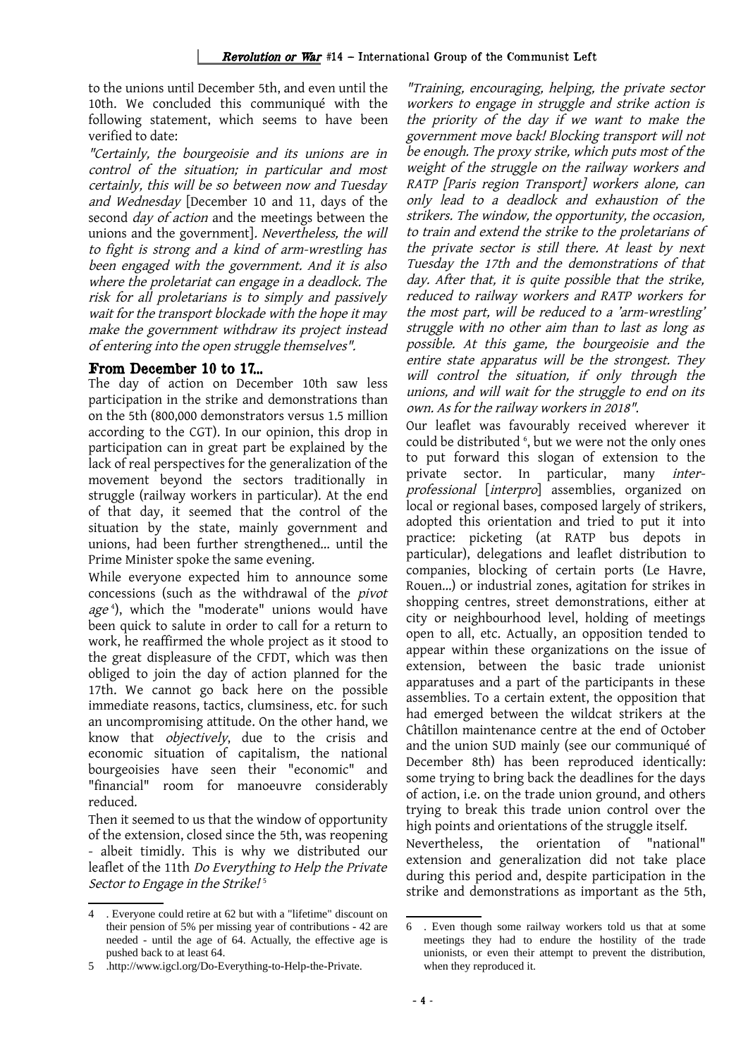to the unions until December 5th, and even until the 10th. We concluded this communiqué with the following statement, which seems to have been verified to date:

*"Certainly, the bourgeoisie and its unions are in control of the situation; in particular and most certainly, this will be so between now and Tuesday and Wednesday* [December 10 and 11, days of the second *day of action* and the meetings between the unions and the government]. *Nevertheless, the will to fight is strong and a kind of arm-wrestling has been engaged with the government. And it is also where the proletariat can engage in a deadlock. The risk for all proletarians is to simply and passively wait for the transport blockade with the hope it may make the government withdraw its project instead of entering into the open struggle themselves".*

## From December 10 to 17...

The day of action on December 10th saw less participation in the strike and demonstrations than on the 5th (800,000 demonstrators versus 1.5 million according to the CGT). In our opinion, this drop in participation can in great part be explained by the lack of real perspectives for the generalization of the movement beyond the sectors traditionally in struggle (railway workers in particular). At the end of that day, it seemed that the control of the situation by the state, mainly government and unions, had been further strengthened... until the Prime Minister spoke the same evening.

While everyone expected him to announce some concessions (such as the withdrawal of the *pivot age* [4]), which the "moderate" unions would have been quick to salute in order to call for a return to work, he reaffirmed the whole project as it stood to the great displeasure of the CFDT, which was then obliged to join the day of action planned for the 17th. We cannot go back here on the possible immediate reasons, tactics, clumsiness, etc. for such an uncompromising attitude. On the other hand, we know that *objectively*, due to the crisis and economic situation of capitalism, the national bourgeoisies have seen their "economic" and "financial" room for manoeuvre considerably reduced.

Then it seemed to us that the window of opportunity of the extension, closed since the 5th, was reopening - albeit timidly. This is why we distributed our leaflet of the 11th *Do Everything to Help the Private Sector to Engage in the Strike!* [5]

*"Training, encouraging, helping, the private sector workers to engage in struggle and strike action is the priority of the day if we want to make the government move back! Blocking transport will not be enough. The proxy strike, which puts most of the weight of the struggle on the railway workers and RATP [Paris region Transport] workers alone, can only lead to a deadlock and exhaustion of the strikers. The window, the opportunity, the occasion, to train and extend the strike to the proletarians of the private sector is still there. At least by next Tuesday the 17th and the demonstrations of that day. After that, it is quite possible that the strike, reduced to railway workers and RATP workers for the most part, will be reduced to a 'arm-wrestling' struggle with no other aim than to last as long as possible. At this game, the bourgeoisie and the entire state apparatus will be the strongest. They will control the situation, if only through the unions, and will wait for the struggle to end on its own. As for the railway workers in 2018".*

Our leaflet was favourably received wherever it could be distributed [6], but we were not the only ones to put forward this slogan of extension to the private sector. In particular, many *inter-professional* [*interpro*] assemblies, organized on local or regional bases, composed largely of strikers, adopted this orientation and tried to put it into practice: picketing (at RATP bus depots in particular), delegations and leaflet distribution to companies, blocking of certain ports (Le Havre, Rouen...) or industrial zones, agitation for strikes in shopping centres, street demonstrations, either at city or neighbourhood level, holding of meetings open to all, etc. Actually, an opposition tended to appear within these organizations on the issue of extension, between the basic trade unionist apparatuses and a part of the participants in these assemblies. To a certain extent, the opposition that had emerged between the wildcat strikers at the Châtillon maintenance centre at the end of October and the union SUD mainly (see our communiqué of December 8th) has been reproduced identically: some trying to bring back the deadlines for the days of action, i.e. on the trade union ground, and others trying to break this trade union control over the high points and orientations of the struggle itself.

Nevertheless, the orientation of "national" extension and generalization did not take place during this period and, despite participation in the strike and demonstrations as important as the 5th,

---

4 . Everyone could retire at 62 but with a "lifetime" discount on their pension of 5% per missing year of contributions - 42 are needed - until the age of 64. Actually, the effective age is pushed back to at least 64.

5 .http://www.igcl.org/Do-Everything-to-Help-the-Private.

6 . Even though some railway workers told us that at some meetings they had to endure the hostility of the trade unionists, or even their attempt to prevent the distribution, when they reproduced it.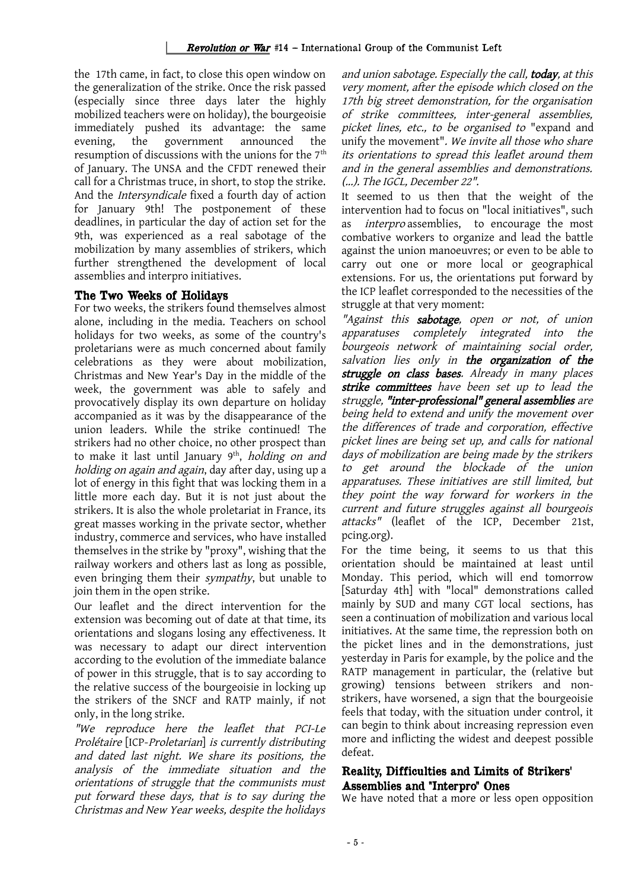the 17th came, in fact, to close this open window on the generalization of the strike. Once the risk passed (especially since three days later the highly mobilized teachers were on holiday), the bourgeoisie immediately pushed its advantage: the same evening, the government announced the resumption of discussions with the unions for the 7th of January. The UNSA and the CFDT renewed their call for a Christmas truce, in short, to stop the strike. And the *Intersyndicale* fixed a fourth day of action for January 9th! The postponement of these deadlines, in particular the day of action set for the 9th, was experienced as a real sabotage of the mobilization by many assemblies of strikers, which further strengthened the development of local assemblies and interpro initiatives.

## The Two Weeks of Holidays

For two weeks, the strikers found themselves almost alone, including in the media. Teachers on school holidays for two weeks, as some of the country's proletarians were as much concerned about family celebrations as they were about mobilization, Christmas and New Year's Day in the middle of the week, the government was able to safely and provocatively display its own departure on holiday accompanied as it was by the disappearance of the union leaders. While the strike continued! The strikers had no other choice, no other prospect than to make it last until January 9th, *holding on and holding on again and again*, day after day, using up a lot of energy in this fight that was locking them in a little more each day. But it is not just about the strikers. It is also the whole proletariat in France, its great masses working in the private sector, whether industry, commerce and services, who have installed themselves in the strike by "proxy", wishing that the railway workers and others last as long as possible, even bringing them their *sympathy*, but unable to join them in the open strike.

Our leaflet and the direct intervention for the extension was becoming out of date at that time, its orientations and slogans losing any effectiveness. It was necessary to adapt our direct intervention according to the evolution of the immediate balance of power in this struggle, that is to say according to the relative success of the bourgeoisie in locking up the strikers of the SNCF and RATP mainly, if not only, in the long strike.

*"We reproduce here the leaflet that PCI-Le Prolétaire* [ICP-*Proletarian*] *is currently distributing and dated last night. We share its positions, the analysis of the immediate situation and the orientations of struggle that the communists must put forward these days, that is to say during the Christmas and New Year weeks, despite the holidays and union sabotage. Especially the call,* ***today****, at this very moment, after the episode which closed on the 17th big street demonstration, for the organisation of strike committees, inter-general assemblies, picket lines, etc., to be organised to* "expand and unify the movement"*. We invite all those who share its orientations to spread this leaflet around them and in the general assemblies and demonstrations. (...). The IGCL, December 22"*.

It seemed to us then that the weight of the intervention had to focus on "local initiatives", such as *interpro* assemblies, to encourage the most combative workers to organize and lead the battle against the union manoeuvres; or even to be able to carry out one or more local or geographical extensions. For us, the orientations put forward by the ICP leaflet corresponded to the necessities of the struggle at that very moment:

*"Against this* ***sabotage****, open or not, of union apparatuses completely integrated into the bourgeois network of maintaining social order, salvation lies only in* ***the organization of the struggle on class bases****. Already in many places* ***strike committees*** *have been set up to lead the struggle,* ***"inter-professional" general assemblies*** *are being held to extend and unify the movement over the differences of trade and corporation, effective picket lines are being set up, and calls for national days of mobilization are being made by the strikers to get around the blockade of the union apparatuses. These initiatives are still limited, but they point the way forward for workers in the current and future struggles against all bourgeois attacks"* (leaflet of the ICP, December 21st, pcing.org).

For the time being, it seems to us that this orientation should be maintained at least until Monday. This period, which will end tomorrow [Saturday 4th] with "local" demonstrations called mainly by SUD and many CGT local sections, has seen a continuation of mobilization and various local initiatives. At the same time, the repression both on the picket lines and in the demonstrations, just yesterday in Paris for example, by the police and the RATP management in particular, the (relative but growing) tensions between strikers and non-strikers, have worsened, a sign that the bourgeoisie feels that today, with the situation under control, it can begin to think about increasing repression even more and inflicting the widest and deepest possible defeat.

## Reality, Difficulties and Limits of Strikers' Assemblies and "Interpro" Ones

We have noted that a more or less open opposition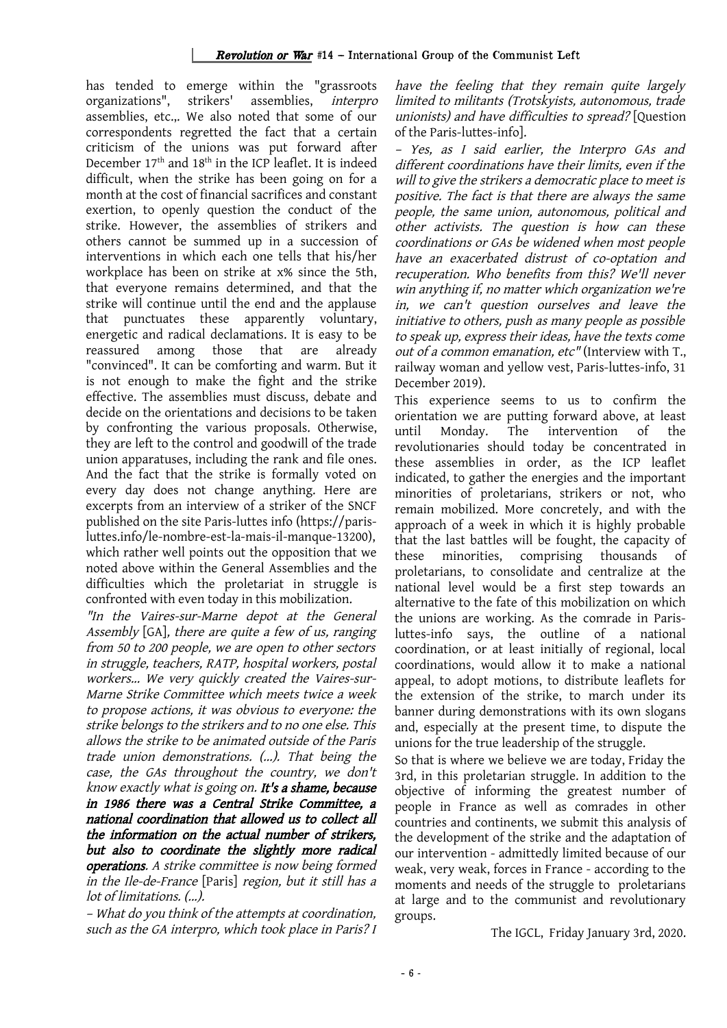has tended to emerge within the "grassroots organizations", strikers' assemblies, *interpro* assemblies, etc.,. We also noted that some of our correspondents regretted the fact that a certain criticism of the unions was put forward after December 17th and 18th in the ICP leaflet. It is indeed difficult, when the strike has been going on for a month at the cost of financial sacrifices and constant exertion, to openly question the conduct of the strike. However, the assemblies of strikers and others cannot be summed up in a succession of interventions in which each one tells that his/her workplace has been on strike at x% since the 5th, that everyone remains determined, and that the strike will continue until the end and the applause that punctuates these apparently voluntary, energetic and radical declamations. It is easy to be reassured among those that are already "convinced". It can be comforting and warm. But it is not enough to make the fight and the strike effective. The assemblies must discuss, debate and decide on the orientations and decisions to be taken by confronting the various proposals. Otherwise, they are left to the control and goodwill of the trade union apparatuses, including the rank and file ones. And the fact that the strike is formally voted on every day does not change anything. Here are excerpts from an interview of a striker of the SNCF published on the site Paris-luttes info (https://paris-luttes.info/le-nombre-est-la-mais-il-manque-13200), which rather well points out the opposition that we noted above within the General Assemblies and the difficulties which the proletariat in struggle is confronted with even today in this mobilization.

*"In the Vaires-sur-Marne depot at the General Assembly* [GA]*, there are quite a few of us, ranging from 50 to 200 people, we are open to other sectors in struggle, teachers, RATP, hospital workers, postal workers... We very quickly created the Vaires-sur-Marne Strike Committee which meets twice a week to propose actions, it was obvious to everyone: the strike belongs to the strikers and to no one else. This allows the strike to be animated outside of the Paris trade union demonstrations. (...). That being the case, the GAs throughout the country, we don't know exactly what is going on.* ***It's a shame, because in 1986 there was a Central Strike Committee, a national coordination that allowed us to collect all the information on the actual number of strikers, but also to coordinate the slightly more radical operations****. A strike committee is now being formed in the Ile-de-France* [Paris] *region, but it still has a lot of limitations. (...).*

*– What do you think of the attempts at coordination, such as the GA interpro, which took place in Paris? I have the feeling that they remain quite largely limited to militants (Trotskyists, autonomous, trade unionists) and have difficulties to spread?* [Question of the Paris-luttes-info].

*– Yes, as I said earlier, the Interpro GAs and different coordinations have their limits, even if the will to give the strikers a democratic place to meet is positive. The fact is that there are always the same people, the same union, autonomous, political and other activists. The question is how can these coordinations or GAs be widened when most people have an exacerbated distrust of co-optation and recuperation. Who benefits from this? We'll never win anything if, no matter which organization we're in, we can't question ourselves and leave the initiative to others, push as many people as possible to speak up, express their ideas, have the texts come out of a common emanation, etc"* (Interview with T., railway woman and yellow vest, Paris-luttes-info, 31 December 2019).

This experience seems to us to confirm the orientation we are putting forward above, at least until Monday. The intervention of the revolutionaries should today be concentrated in these assemblies in order, as the ICP leaflet indicated, to gather the energies and the important minorities of proletarians, strikers or not, who remain mobilized. More concretely, and with the approach of a week in which it is highly probable that the last battles will be fought, the capacity of these minorities, comprising thousands of proletarians, to consolidate and centralize at the national level would be a first step towards an alternative to the fate of this mobilization on which the unions are working. As the comrade in Paris-luttes-info says, the outline of a national coordination, or at least initially of regional, local coordinations, would allow it to make a national appeal, to adopt motions, to distribute leaflets for the extension of the strike, to march under its banner during demonstrations with its own slogans and, especially at the present time, to dispute the unions for the true leadership of the struggle.

So that is where we believe we are today, Friday the 3rd, in this proletarian struggle. In addition to the objective of informing the greatest number of people in France as well as comrades in other countries and continents, we submit this analysis of the development of the strike and the adaptation of our intervention - admittedly limited because of our weak, very weak, forces in France - according to the moments and needs of the struggle to proletarians at large and to the communist and revolutionary groups.

The IGCL, Friday January 3rd, 2020.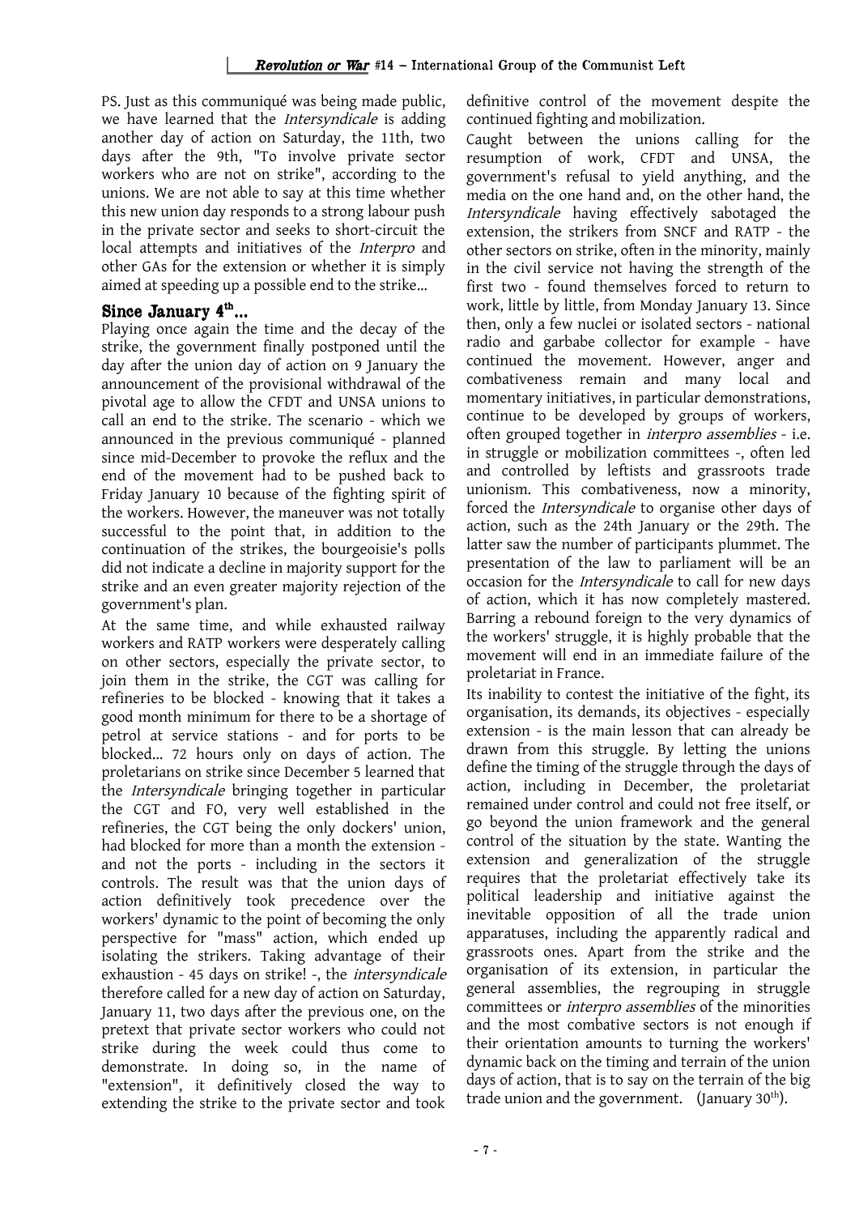PS. Just as this communiqué was being made public, we have learned that the *Intersyndicale* is adding another day of action on Saturday, the 11th, two days after the 9th, "To involve private sector workers who are not on strike", according to the unions. We are not able to say at this time whether this new union day responds to a strong labour push in the private sector and seeks to short-circuit the local attempts and initiatives of the *Interpro* and other GAs for the extension or whether it is simply aimed at speeding up a possible end to the strike...

## Since January 4th...

Playing once again the time and the decay of the strike, the government finally postponed until the day after the union day of action on 9 January the announcement of the provisional withdrawal of the pivotal age to allow the CFDT and UNSA unions to call an end to the strike. The scenario - which we announced in the previous communiqué - planned since mid-December to provoke the reflux and the end of the movement had to be pushed back to Friday January 10 because of the fighting spirit of the workers. However, the maneuver was not totally successful to the point that, in addition to the continuation of the strikes, the bourgeoisie's polls did not indicate a decline in majority support for the strike and an even greater majority rejection of the government's plan.

At the same time, and while exhausted railway workers and RATP workers were desperately calling on other sectors, especially the private sector, to join them in the strike, the CGT was calling for refineries to be blocked - knowing that it takes a good month minimum for there to be a shortage of petrol at service stations - and for ports to be blocked... 72 hours only on days of action. The proletarians on strike since December 5 learned that the *Intersyndicale* bringing together in particular the CGT and FO, very well established in the refineries, the CGT being the only dockers' union, had blocked for more than a month the extension - and not the ports - including in the sectors it controls. The result was that the union days of action definitively took precedence over the workers' dynamic to the point of becoming the only perspective for "mass" action, which ended up isolating the strikers. Taking advantage of their exhaustion - 45 days on strike! -, the *intersyndicale* therefore called for a new day of action on Saturday, January 11, two days after the previous one, on the pretext that private sector workers who could not strike during the week could thus come to demonstrate. In doing so, in the name of "extension", it definitively closed the way to extending the strike to the private sector and took definitive control of the movement despite the continued fighting and mobilization.

Caught between the unions calling for the resumption of work, CFDT and UNSA, the government's refusal to yield anything, and the media on the one hand and, on the other hand, the *Intersyndicale* having effectively sabotaged the extension, the strikers from SNCF and RATP - the other sectors on strike, often in the minority, mainly in the civil service not having the strength of the first two - found themselves forced to return to work, little by little, from Monday January 13. Since then, only a few nuclei or isolated sectors - national radio and garbabe collector for example - have continued the movement. However, anger and combativeness remain and many local and momentary initiatives, in particular demonstrations, continue to be developed by groups of workers, often grouped together in *interpro assemblies* - i.e. in struggle or mobilization committees -, often led and controlled by leftists and grassroots trade unionism. This combativeness, now a minority, forced the *Intersyndicale* to organise other days of action, such as the 24th January or the 29th. The latter saw the number of participants plummet. The presentation of the law to parliament will be an occasion for the *Intersyndicale* to call for new days of action, which it has now completely mastered. Barring a rebound foreign to the very dynamics of the workers' struggle, it is highly probable that the movement will end in an immediate failure of the proletariat in France.

Its inability to contest the initiative of the fight, its organisation, its demands, its objectives - especially extension - is the main lesson that can already be drawn from this struggle. By letting the unions define the timing of the struggle through the days of action, including in December, the proletariat remained under control and could not free itself, or go beyond the union framework and the general control of the situation by the state. Wanting the extension and generalization of the struggle requires that the proletariat effectively take its political leadership and initiative against the inevitable opposition of all the trade union apparatuses, including the apparently radical and grassroots ones. Apart from the strike and the organisation of its extension, in particular the general assemblies, the regrouping in struggle committees or *interpro assemblies* of the minorities and the most combative sectors is not enough if their orientation amounts to turning the workers' dynamic back on the timing and terrain of the union days of action, that is to say on the terrain of the big trade union and the government. (January 30th).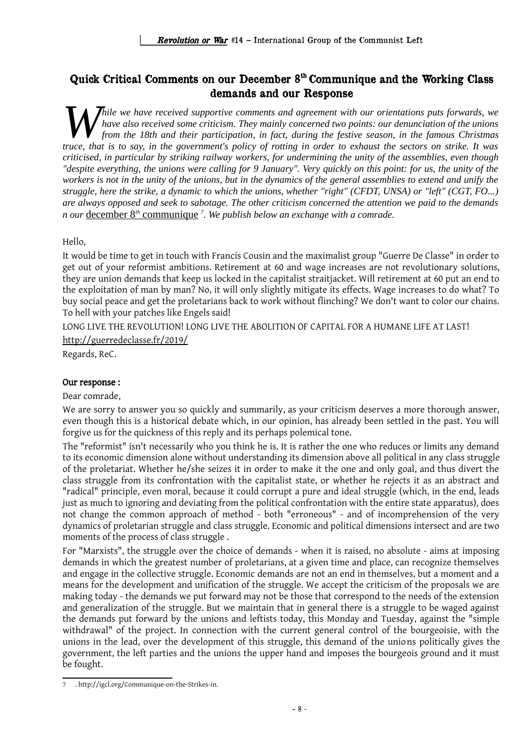# Quick Critical Comments on our December 8th Communique and the Working Class demands and our Response

*While we have received supportive comments and agreement with our orientations puts forwards, we have also received some criticism. They mainly concerned two points: our denunciation of the unions from the 18th and their participation, in fact, during the festive season, in the famous Christmas truce, that is to say, in the government's policy of rotting in order to exhaust the sectors on strike. It was criticised, in particular by striking railway workers, for undermining the unity of the assemblies, even though "despite everything, the unions were calling for 9 January". Very quickly on this point: for us, the unity of the workers is not in the unity of the unions, but in the dynamics of the general assemblies to extend and unify the struggle, here the strike, a dynamic to which the unions, whether "right" (CFDT, UNSA) or "left" (CGT, FO...) are always opposed and seek to sabotage. The other criticism concerned the attention we paid to the demands n our* december 8th communique [7]*. We publish below an exchange with a comrade.*

Hello,

It would be time to get in touch with Francis Cousin and the maximalist group "Guerre De Classe" in order to get out of your reformist ambitions. Retirement at 60 and wage increases are not revolutionary solutions, they are union demands that keep us locked in the capitalist straitjacket. Will retirement at 60 put an end to the exploitation of man by man? No, it will only slightly mitigate its effects. Wage increases to do what? To buy social peace and get the proletarians back to work without flinching? We don't want to color our chains. To hell with your patches like Engels said!

LONG LIVE THE REVOLUTION! LONG LIVE THE ABOLITION OF CAPITAL FOR A HUMANE LIFE AT LAST!

http://guerredeclasse.fr/2019/

Regards, ReC.

**Our response :**

Dear comrade,

We are sorry to answer you so quickly and summarily, as your criticism deserves a more thorough answer, even though this is a historical debate which, in our opinion, has already been settled in the past. You will forgive us for the quickness of this reply and its perhaps polemical tone.

The "reformist" isn't necessarily who you think he is. It is rather the one who reduces or limits any demand to its economic dimension alone without understanding its dimension above all political in any class struggle of the proletariat. Whether he/she seizes it in order to make it the one and only goal, and thus divert the class struggle from its confrontation with the capitalist state, or whether he rejects it as an abstract and "radical" principle, even moral, because it could corrupt a pure and ideal struggle (which, in the end, leads just as much to ignoring and deviating from the political confrontation with the entire state apparatus), does not change the common approach of method - both "erroneous" - and of incomprehension of the very dynamics of proletarian struggle and class struggle. Economic and political dimensions intersect and are two moments of the process of class struggle .

For "Marxists", the struggle over the choice of demands - when it is raised, no absolute - aims at imposing demands in which the greatest number of proletarians, at a given time and place, can recognize themselves and engage in the collective struggle. Economic demands are not an end in themselves, but a moment and a means for the development and unification of the struggle. We accept the criticism of the proposals we are making today - the demands we put forward may not be those that correspond to the needs of the extension and generalization of the struggle. But we maintain that in general there is a struggle to be waged against the demands put forward by the unions and leftists today, this Monday and Tuesday, against the "simple withdrawal" of the project. In connection with the current general control of the bourgeoisie, with the unions in the lead, over the development of this struggle, this demand of the unions politically gives the government, the left parties and the unions the upper hand and imposes the bourgeois ground and it must be fought.

---

7 . http://igcl.org/Communique-on-the-Strikes-in.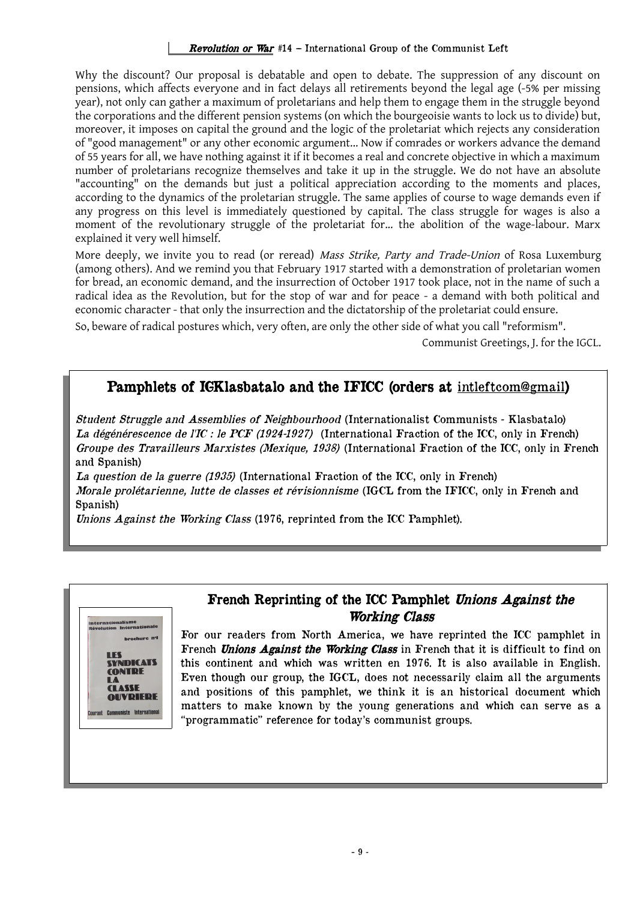Why the discount? Our proposal is debatable and open to debate. The suppression of any discount on pensions, which affects everyone and in fact delays all retirements beyond the legal age (-5% per missing year), not only can gather a maximum of proletarians and help them to engage them in the struggle beyond the corporations and the different pension systems (on which the bourgeoisie wants to lock us to divide) but, moreover, it imposes on capital the ground and the logic of the proletariat which rejects any consideration of "good management" or any other economic argument... Now if comrades or workers advance the demand of 55 years for all, we have nothing against it if it becomes a real and concrete objective in which a maximum number of proletarians recognize themselves and take it up in the struggle. We do not have an absolute "accounting" on the demands but just a political appreciation according to the moments and places, according to the dynamics of the proletarian struggle. The same applies of course to wage demands even if any progress on this level is immediately questioned by capital. The class struggle for wages is also a moment of the revolutionary struggle of the proletariat for... the abolition of the wage-labour. Marx explained it very well himself.

More deeply, we invite you to read (or reread) *Mass Strike, Party and Trade-Union* of Rosa Luxemburg (among others). And we remind you that February 1917 started with a demonstration of proletarian women for bread, an economic demand, and the insurrection of October 1917 took place, not in the name of such a radical idea as the Revolution, but for the stop of war and for peace - a demand with both political and economic character - that only the insurrection and the dictatorship of the proletariat could ensure.

So, beware of radical postures which, very often, are only the other side of what you call "reformism".

Communist Greetings, J. for the IGCL.

## Pamphlets of IGKlasbatalo and the IFICC (orders at intleftcom@gmail)

*Student Struggle and Assemblies of Neighbourhood* (Internationalist Communists - Klasbatalo)
*La dégénérescence de l'IC : le PCF (1924-1927)* (International Fraction of the ICC, only in French)
*Groupe des Travailleurs Marxistes (Mexique, 1938)* (International Fraction of the ICC, only in French and Spanish)
*La question de la guerre (1935)* (International Fraction of the ICC, only in French)
*Morale prolétarienne, lutte de classes et révisionnisme* (IGCL from the IFICC, only in French and Spanish)
*Unions Against the Working Class* (1976, reprinted from the ICC Pamphlet).

## French Reprinting of the ICC Pamphlet *Unions Against the Working Class*

For our readers from North America, we have reprinted the ICC pamphlet in French ***Unions Against the Working Class*** in French that it is difficult to find on this continent and which was written en 1976. It is also available in English. Even though our group, the IGCL, does not necessarily claim all the arguments and positions of this pamphlet, we think it is an historical document which matters to make known by the young generations and which can serve as a "programmatic" reference for today's communist groups.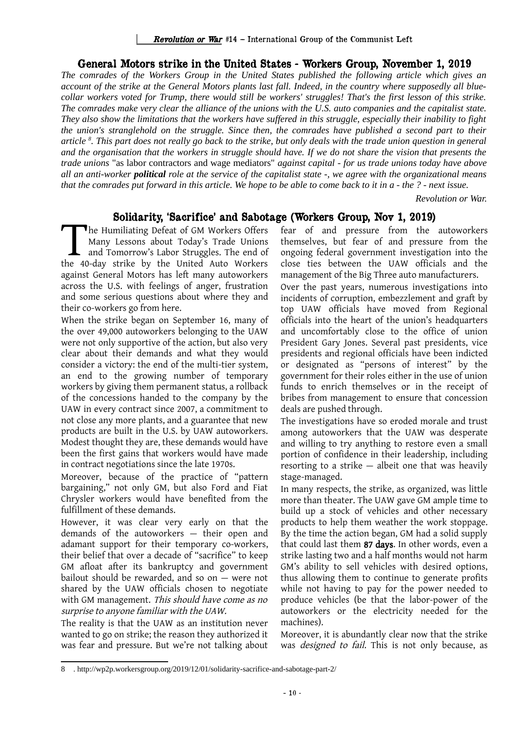## General Motors strike in the United States - Workers Group, November 1, 2019

*The comrades of the Workers Group in the United States published the following article which gives an account of the strike at the General Motors plants last fall. Indeed, in the country where supposedly all blue-collar workers voted for Trump, there would still be workers' struggles! That's the first lesson of this strike. The comrades make very clear the alliance of the unions with the U.S. auto companies and the capitalist state. They also show the limitations that the workers have suffered in this struggle, especially their inability to fight the union's stranglehold on the struggle. Since then, the comrades have published a second part to their article*[8]*. This part does not really go back to the strike, but only deals with the trade union question in general and the organisation that the workers in struggle should have. If we do not share the vision that presents the trade unions* "as labor contractors and wage mediators" *against capital - for us trade unions today have above all an anti-worker* ***political*** *role at the service of the capitalist state -, we agree with the organizational means that the comrades put forward in this article. We hope to be able to come back to it in a - the ? - next issue.*

*Revolution or War.*

## Solidarity, 'Sacrifice' and Sabotage (Workers Group, Nov 1, 2019)

The Humiliating Defeat of GM Workers Offers Many Lessons about Today's Trade Unions and Tomorrow's Labor Struggles. The end of the 40-day strike by the United Auto Workers against General Motors has left many autoworkers across the U.S. with feelings of anger, frustration and some serious questions about where they and their co-workers go from here.

When the strike began on September 16, many of the over 49,000 autoworkers belonging to the UAW were not only supportive of the action, but also very clear about their demands and what they would consider a victory: the end of the multi-tier system, an end to the growing number of temporary workers by giving them permanent status, a rollback of the concessions handed to the company by the UAW in every contract since 2007, a commitment to not close any more plants, and a guarantee that new products are built in the U.S. by UAW autoworkers. Modest thought they are, these demands would have been the first gains that workers would have made in contract negotiations since the late 1970s.

Moreover, because of the practice of "pattern bargaining," not only GM, but also Ford and Fiat Chrysler workers would have benefited from the fulfillment of these demands.

However, it was clear very early on that the demands of the autoworkers — their open and adamant support for their temporary co-workers, their belief that over a decade of "sacrifice" to keep GM afloat after its bankruptcy and government bailout should be rewarded, and so on — were not shared by the UAW officials chosen to negotiate with GM management. *This should have come as no surprise to anyone familiar with the UAW.*

The reality is that the UAW as an institution never wanted to go on strike; the reason they authorized it was fear and pressure. But we're not talking about fear of and pressure from the autoworkers themselves, but fear of and pressure from the ongoing federal government investigation into the close ties between the UAW officials and the management of the Big Three auto manufacturers.

Over the past years, numerous investigations into incidents of corruption, embezzlement and graft by top UAW officials have moved from Regional officials into the heart of the union's headquarters and uncomfortably close to the office of union President Gary Jones. Several past presidents, vice presidents and regional officials have been indicted or designated as "persons of interest" by the government for their roles either in the use of union funds to enrich themselves or in the receipt of bribes from management to ensure that concession deals are pushed through.

The investigations have so eroded morale and trust among autoworkers that the UAW was desperate and willing to try anything to restore even a small portion of confidence in their leadership, including resorting to a strike — albeit one that was heavily stage-managed.

In many respects, the strike, as organized, was little more than theater. The UAW gave GM ample time to build up a stock of vehicles and other necessary products to help them weather the work stoppage. By the time the action began, GM had a solid supply that could last them **87 days**. In other words, even a strike lasting two and a half months would not harm GM's ability to sell vehicles with desired options, thus allowing them to continue to generate profits while not having to pay for the power needed to produce vehicles (be that the labor-power of the autoworkers or the electricity needed for the machines).

Moreover, it is abundantly clear now that the strike was *designed to fail*. This is not only because, as

8 . http://wp2p.workersgroup.org/2019/12/01/solidarity-sacrifice-and-sabotage-part-2/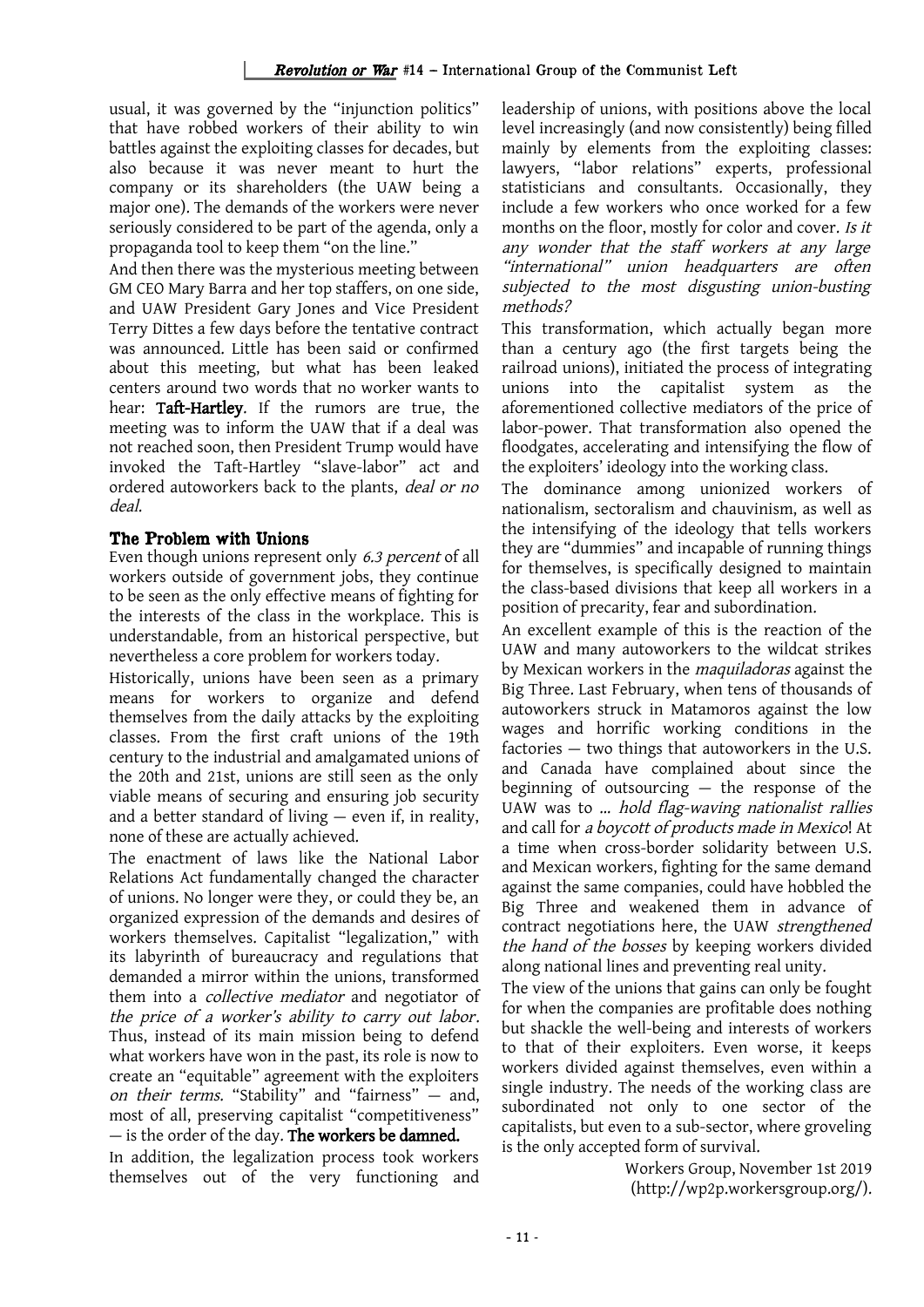usual, it was governed by the "injunction politics" that have robbed workers of their ability to win battles against the exploiting classes for decades, but also because it was never meant to hurt the company or its shareholders (the UAW being a major one). The demands of the workers were never seriously considered to be part of the agenda, only a propaganda tool to keep them "on the line."

And then there was the mysterious meeting between GM CEO Mary Barra and her top staffers, on one side, and UAW President Gary Jones and Vice President Terry Dittes a few days before the tentative contract was announced. Little has been said or confirmed about this meeting, but what has been leaked centers around two words that no worker wants to hear: **Taft-Hartley**. If the rumors are true, the meeting was to inform the UAW that if a deal was not reached soon, then President Trump would have invoked the Taft-Hartley "slave-labor" act and ordered autoworkers back to the plants, *deal or no deal*.

## The Problem with Unions

Even though unions represent only *6.3 percent* of all workers outside of government jobs, they continue to be seen as the only effective means of fighting for the interests of the class in the workplace. This is understandable, from an historical perspective, but nevertheless a core problem for workers today.

Historically, unions have been seen as a primary means for workers to organize and defend themselves from the daily attacks by the exploiting classes. From the first craft unions of the 19th century to the industrial and amalgamated unions of the 20th and 21st, unions are still seen as the only viable means of securing and ensuring job security and a better standard of living — even if, in reality, none of these are actually achieved.

The enactment of laws like the National Labor Relations Act fundamentally changed the character of unions. No longer were they, or could they be, an organized expression of the demands and desires of workers themselves. Capitalist "legalization," with its labyrinth of bureaucracy and regulations that demanded a mirror within the unions, transformed them into a *collective mediator* and negotiator of *the price of a worker's ability to carry out labor*. Thus, instead of its main mission being to defend what workers have won in the past, its role is now to create an "equitable" agreement with the exploiters *on their terms.* "Stability" and "fairness" — and, most of all, preserving capitalist "competitiveness" — is the order of the day. **The workers be damned.**

In addition, the legalization process took workers themselves out of the very functioning and leadership of unions, with positions above the local level increasingly (and now consistently) being filled mainly by elements from the exploiting classes: lawyers, "labor relations" experts, professional statisticians and consultants. Occasionally, they include a few workers who once worked for a few months on the floor, mostly for color and cover. *Is it any wonder that the staff workers at any large "international" union headquarters are often subjected to the most disgusting union-busting methods?*

This transformation, which actually began more than a century ago (the first targets being the railroad unions), initiated the process of integrating unions into the capitalist system as the aforementioned collective mediators of the price of labor-power. That transformation also opened the floodgates, accelerating and intensifying the flow of the exploiters' ideology into the working class.

The dominance among unionized workers of nationalism, sectoralism and chauvinism, as well as the intensifying of the ideology that tells workers they are "dummies" and incapable of running things for themselves, is specifically designed to maintain the class-based divisions that keep all workers in a position of precarity, fear and subordination.

An excellent example of this is the reaction of the UAW and many autoworkers to the wildcat strikes by Mexican workers in the *maquiladoras* against the Big Three. Last February, when tens of thousands of autoworkers struck in Matamoros against the low wages and horrific working conditions in the factories — two things that autoworkers in the U.S. and Canada have complained about since the beginning of outsourcing — the response of the UAW was to ... *hold flag-waving nationalist rallies* and call for *a boycott of products made in Mexico*! At a time when cross-border solidarity between U.S. and Mexican workers, fighting for the same demand against the same companies, could have hobbled the Big Three and weakened them in advance of contract negotiations here, the UAW *strengthened the hand of the bosses* by keeping workers divided along national lines and preventing real unity.

The view of the unions that gains can only be fought for when the companies are profitable does nothing but shackle the well-being and interests of workers to that of their exploiters. Even worse, it keeps workers divided against themselves, even within a single industry. The needs of the working class are subordinated not only to one sector of the capitalists, but even to a sub-sector, where groveling is the only accepted form of survival.

Workers Group, November 1st 2019
(http://wp2p.workersgroup.org/).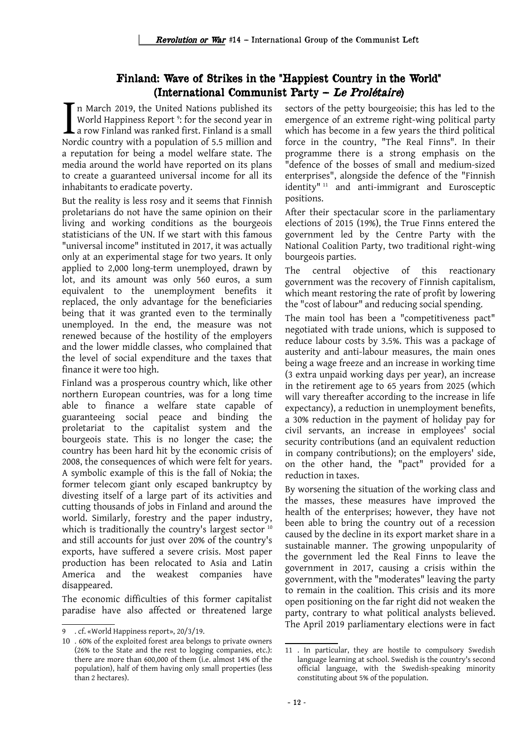## Finland: Wave of Strikes in the "Happiest Country in the World" (International Communist Party – *Le Prolétaire*)

In March 2019, the United Nations published its World Happiness Report [9]: for the second year in a row Finland was ranked first. Finland is a small Nordic country with a population of 5.5 million and a reputation for being a model welfare state. The media around the world have reported on its plans to create a guaranteed universal income for all its inhabitants to eradicate poverty.

But the reality is less rosy and it seems that Finnish proletarians do not have the same opinion on their living and working conditions as the bourgeois statisticians of the UN. If we start with this famous "universal income" instituted in 2017, it was actually only at an experimental stage for two years. It only applied to 2,000 long-term unemployed, drawn by lot, and its amount was only 560 euros, a sum equivalent to the unemployment benefits it replaced, the only advantage for the beneficiaries being that it was granted even to the terminally unemployed. In the end, the measure was not renewed because of the hostility of the employers and the lower middle classes, who complained that the level of social expenditure and the taxes that finance it were too high.

Finland was a prosperous country which, like other northern European countries, was for a long time able to finance a welfare state capable of guaranteeing social peace and binding the proletariat to the capitalist system and the bourgeois state. This is no longer the case; the country has been hard hit by the economic crisis of 2008, the consequences of which were felt for years. A symbolic example of this is the fall of Nokia; the former telecom giant only escaped bankruptcy by divesting itself of a large part of its activities and cutting thousands of jobs in Finland and around the world. Similarly, forestry and the paper industry, which is traditionally the country's largest sector [10] and still accounts for just over 20% of the country's exports, have suffered a severe crisis. Most paper production has been relocated to Asia and Latin America and the weakest companies have disappeared.

The economic difficulties of this former capitalist paradise have also affected or threatened large sectors of the petty bourgeoisie; this has led to the emergence of an extreme right-wing political party which has become in a few years the third political force in the country, "The Real Finns". In their programme there is a strong emphasis on the "defence of the bosses of small and medium-sized enterprises", alongside the defence of the "Finnish identity" [11] and anti-immigrant and Eurosceptic positions.

After their spectacular score in the parliamentary elections of 2015 (19%), the True Finns entered the government led by the Centre Party with the National Coalition Party, two traditional right-wing bourgeois parties.

The central objective of this reactionary government was the recovery of Finnish capitalism, which meant restoring the rate of profit by lowering the "cost of labour" and reducing social spending.

The main tool has been a "competitiveness pact" negotiated with trade unions, which is supposed to reduce labour costs by 3.5%. This was a package of austerity and anti-labour measures, the main ones being a wage freeze and an increase in working time (3 extra unpaid working days per year), an increase in the retirement age to 65 years from 2025 (which will vary thereafter according to the increase in life expectancy), a reduction in unemployment benefits, a 30% reduction in the payment of holiday pay for civil servants, an increase in employees' social security contributions (and an equivalent reduction in company contributions); on the employers' side, on the other hand, the "pact" provided for a reduction in taxes.

By worsening the situation of the working class and the masses, these measures have improved the health of the enterprises; however, they have not been able to bring the country out of a recession caused by the decline in its export market share in a sustainable manner. The growing unpopularity of the government led the Real Finns to leave the government in 2017, causing a crisis within the government, with the "moderates" leaving the party to remain in the coalition. This crisis and its more open positioning on the far right did not weaken the party, contrary to what political analysts believed. The April 2019 parliamentary elections were in fact

---

9 . cf. «World Happiness report», 20/3/19.

10 . 60% of the exploited forest area belongs to private owners (26% to the State and the rest to logging companies, etc.): there are more than 600,000 of them (i.e. almost 14% of the population), half of them having only small properties (less than 2 hectares).

11 . In particular, they are hostile to compulsory Swedish language learning at school. Swedish is the country's second official language, with the Swedish-speaking minority constituting about 5% of the population.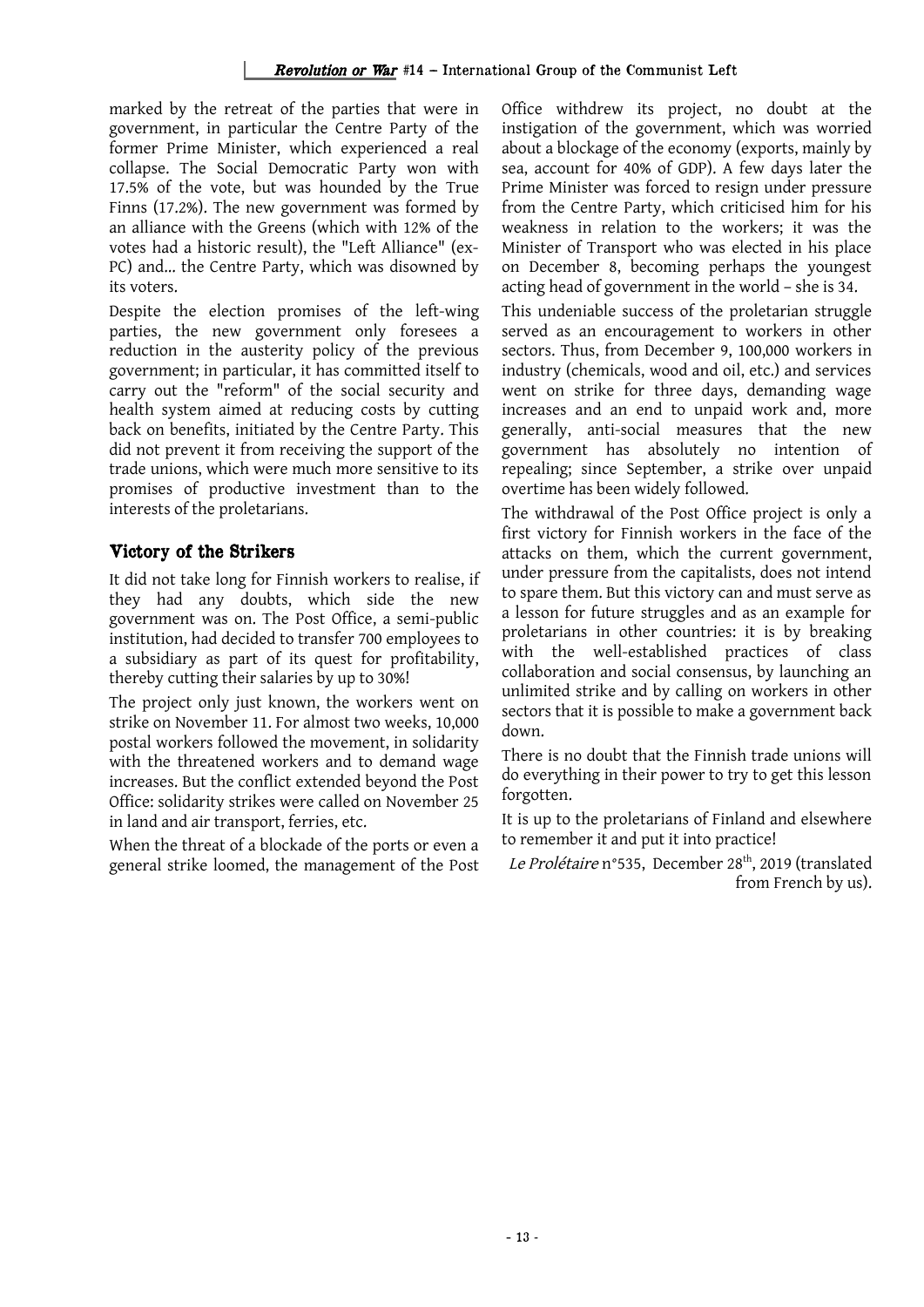marked by the retreat of the parties that were in government, in particular the Centre Party of the former Prime Minister, which experienced a real collapse. The Social Democratic Party won with 17.5% of the vote, but was hounded by the True Finns (17.2%). The new government was formed by an alliance with the Greens (which with 12% of the votes had a historic result), the "Left Alliance" (ex-PC) and... the Centre Party, which was disowned by its voters.

Despite the election promises of the left-wing parties, the new government only foresees a reduction in the austerity policy of the previous government; in particular, it has committed itself to carry out the "reform" of the social security and health system aimed at reducing costs by cutting back on benefits, initiated by the Centre Party. This did not prevent it from receiving the support of the trade unions, which were much more sensitive to its promises of productive investment than to the interests of the proletarians.

## Victory of the Strikers

It did not take long for Finnish workers to realise, if they had any doubts, which side the new government was on. The Post Office, a semi-public institution, had decided to transfer 700 employees to a subsidiary as part of its quest for profitability, thereby cutting their salaries by up to 30%!

The project only just known, the workers went on strike on November 11. For almost two weeks, 10,000 postal workers followed the movement, in solidarity with the threatened workers and to demand wage increases. But the conflict extended beyond the Post Office: solidarity strikes were called on November 25 in land and air transport, ferries, etc.

When the threat of a blockade of the ports or even a general strike loomed, the management of the Post Office withdrew its project, no doubt at the instigation of the government, which was worried about a blockage of the economy (exports, mainly by sea, account for 40% of GDP). A few days later the Prime Minister was forced to resign under pressure from the Centre Party, which criticised him for his weakness in relation to the workers; it was the Minister of Transport who was elected in his place on December 8, becoming perhaps the youngest acting head of government in the world – she is 34.

This undeniable success of the proletarian struggle served as an encouragement to workers in other sectors. Thus, from December 9, 100,000 workers in industry (chemicals, wood and oil, etc.) and services went on strike for three days, demanding wage increases and an end to unpaid work and, more generally, anti-social measures that the new government has absolutely no intention of repealing; since September, a strike over unpaid overtime has been widely followed.

The withdrawal of the Post Office project is only a first victory for Finnish workers in the face of the attacks on them, which the current government, under pressure from the capitalists, does not intend to spare them. But this victory can and must serve as a lesson for future struggles and as an example for proletarians in other countries: it is by breaking with the well-established practices of class collaboration and social consensus, by launching an unlimited strike and by calling on workers in other sectors that it is possible to make a government back down.

There is no doubt that the Finnish trade unions will do everything in their power to try to get this lesson forgotten.

It is up to the proletarians of Finland and elsewhere to remember it and put it into practice!

*Le Prolétaire* n°535, December 28th, 2019 (translated from French by us).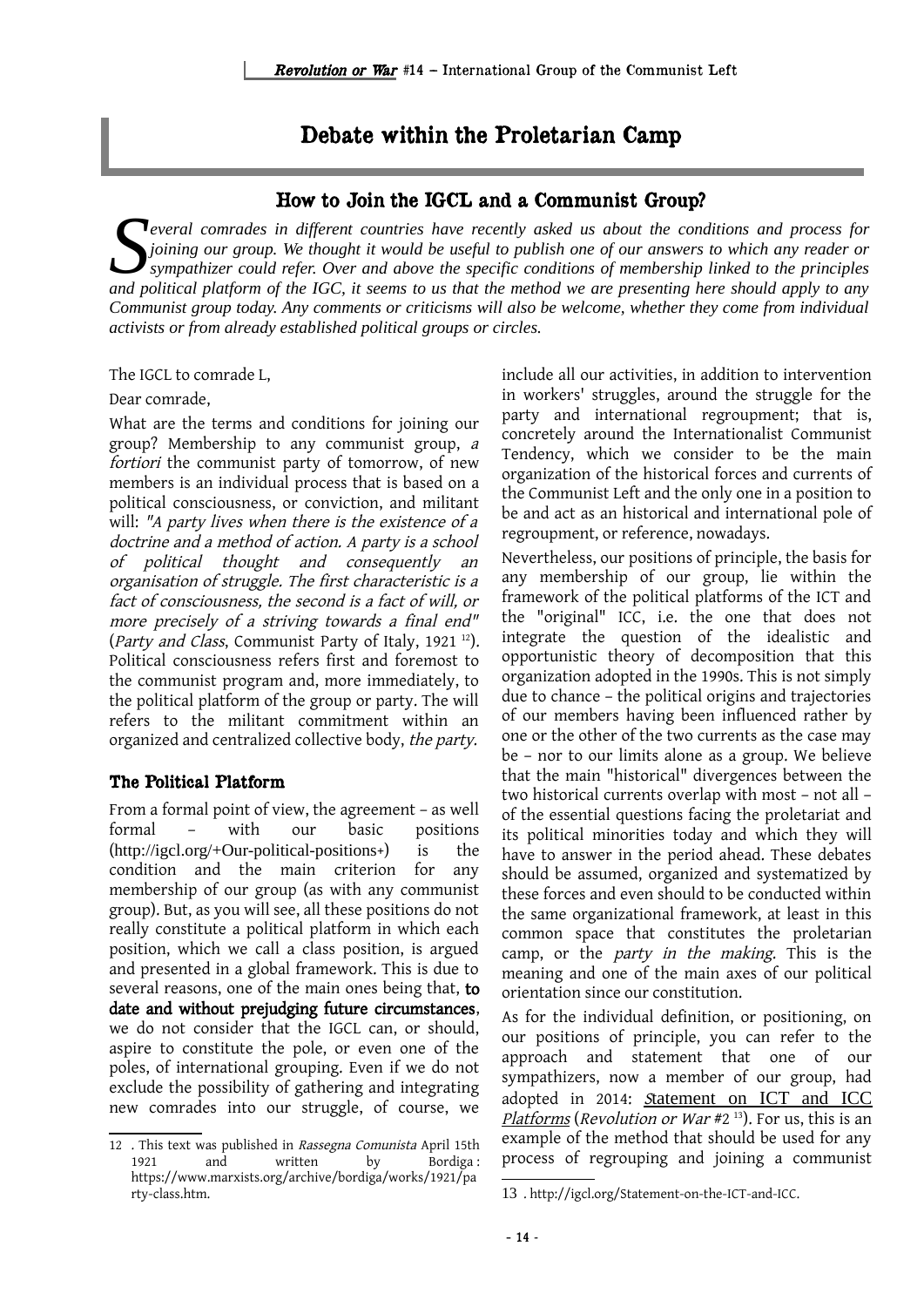# Debate within the Proletarian Camp

## How to Join the IGCL and a Communist Group?

*Several comrades in different countries have recently asked us about the conditions and process for joining our group. We thought it would be useful to publish one of our answers to which any reader or sympathizer could refer. Over and above the specific conditions of membership linked to the principles and political platform of the IGC, it seems to us that the method we are presenting here should apply to any Communist group today. Any comments or criticisms will also be welcome, whether they come from individual activists or from already established political groups or circles.*

The IGCL to comrade L,

Dear comrade,

What are the terms and conditions for joining our group? Membership to any communist group, *a fortiori* the communist party of tomorrow, of new members is an individual process that is based on a political consciousness, or conviction, and militant will: *"A party lives when there is the existence of a doctrine and a method of action. A party is a school of political thought and consequently an organisation of struggle. The first characteristic is a fact of consciousness, the second is a fact of will, or more precisely of a striving towards a final end"* (*Party and Class*, Communist Party of Italy, 1921 [12]). Political consciousness refers first and foremost to the communist program and, more immediately, to the political platform of the group or party. The will refers to the militant commitment within an organized and centralized collective body, *the party*.

### The Political Platform

From a formal point of view, the agreement – as well formal – with our basic positions (http://igcl.org/+Our-political-positions+) is the condition and the main criterion for any membership of our group (as with any communist group). But, as you will see, all these positions do not really constitute a political platform in which each position, which we call a class position, is argued and presented in a global framework. This is due to several reasons, one of the main ones being that, **to date and without prejudging future circumstances**, we do not consider that the IGCL can, or should, aspire to constitute the pole, or even one of the poles, of international grouping. Even if we do not exclude the possibility of gathering and integrating new comrades into our struggle, of course, we include all our activities, in addition to intervention in workers' struggles, around the struggle for the party and international regroupment; that is, concretely around the Internationalist Communist Tendency, which we consider to be the main organization of the historical forces and currents of the Communist Left and the only one in a position to be and act as an historical and international pole of regroupment, or reference, nowadays.

Nevertheless, our positions of principle, the basis for any membership of our group, lie within the framework of the political platforms of the ICT and the "original" ICC, i.e. the one that does not integrate the question of the idealistic and opportunistic theory of decomposition that this organization adopted in the 1990s. This is not simply due to chance – the political origins and trajectories of our members having been influenced rather by one or the other of the two currents as the case may be – nor to our limits alone as a group. We believe that the main "historical" divergences between the two historical currents overlap with most – not all – of the essential questions facing the proletariat and its political minorities today and which they will have to answer in the period ahead. These debates should be assumed, organized and systematized by these forces and even should to be conducted within the same organizational framework, at least in this common space that constitutes the proletarian camp, or the *party in the making*. This is the meaning and one of the main axes of our political orientation since our constitution.

As for the individual definition, or positioning, on our positions of principle, you can refer to the approach and statement that one of our sympathizers, now a member of our group, had adopted in 2014: *Statement on ICT and ICC Platforms* (*Revolution or War* #2 [13]). For us, this is an example of the method that should be used for any process of regrouping and joining a communist

---

12 . This text was published in *Rassegna Comunista* April 15th 1921 and written by Bordiga: https://www.marxists.org/archive/bordiga/works/1921/party-class.htm.

13 . http://igcl.org/Statement-on-the-ICT-and-ICC.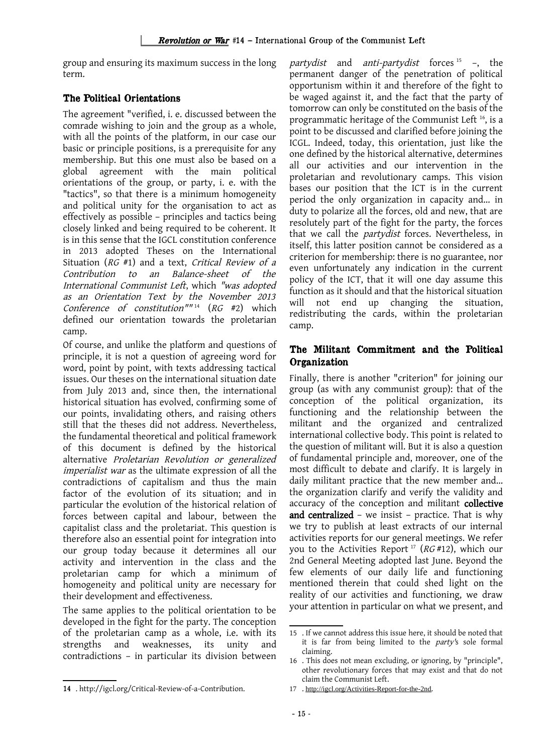group and ensuring its maximum success in the long term.

## The Political Orientations

The agreement "verified, i. e. discussed between the comrade wishing to join and the group as a whole, with all the points of the platform, in our case our basic or principle positions, is a prerequisite for any membership. But this one must also be based on a global agreement with the main political orientations of the group, or party, i. e. with the "tactics", so that there is a minimum homogeneity and political unity for the organisation to act as effectively as possible – principles and tactics being closely linked and being required to be coherent. It is in this sense that the IGCL constitution conference in 2013 adopted Theses on the International Situation (*RG* #1) and a text, *Critical Review of a Contribution to an Balance-sheet of the International Communist Left*, which *"was adopted as an Orientation Text by the November 2013 Conference of constitution""*[14] (*RG* #2) which defined our orientation towards the proletarian camp.

Of course, and unlike the platform and questions of principle, it is not a question of agreeing word for word, point by point, with texts addressing tactical issues. Our theses on the international situation date from July 2013 and, since then, the international historical situation has evolved, confirming some of our points, invalidating others, and raising others still that the theses did not address. Nevertheless, the fundamental theoretical and political framework of this document is defined by the historical alternative *Proletarian Revolution or generalized imperialist war* as the ultimate expression of all the contradictions of capitalism and thus the main factor of the evolution of its situation; and in particular the evolution of the historical relation of forces between capital and labour, between the capitalist class and the proletariat. This question is therefore also an essential point for integration into our group today because it determines all our activity and intervention in the class and the proletarian camp for which a minimum of homogeneity and political unity are necessary for their development and effectiveness.

The same applies to the political orientation to be developed in the fight for the party. The conception of the proletarian camp as a whole, i.e. with its strengths and weaknesses, its unity and contradictions – in particular its division between *partydist* and *anti-partydist* forces[15] –, the permanent danger of the penetration of political opportunism within it and therefore of the fight to be waged against it, and the fact that the party of tomorrow can only be constituted on the basis of the programmatic heritage of the Communist Left[16], is a point to be discussed and clarified before joining the ICGL. Indeed, today, this orientation, just like the one defined by the historical alternative, determines all our activities and our intervention in the proletarian and revolutionary camps. This vision bases our position that the ICT is in the current period the only organization in capacity and... in duty to polarize all the forces, old and new, that are resolutely part of the fight for the party, the forces that we call the *partydist* forces. Nevertheless, in itself, this latter position cannot be considered as a criterion for membership: there is no guarantee, nor even unfortunately any indication in the current policy of the ICT, that it will one day assume this function as it should and that the historical situation will not end up changing the situation, redistributing the cards, within the proletarian camp.

## The Militant Commitment and the Political Organization

Finally, there is another "criterion" for joining our group (as with any communist group): that of the conception of the political organization, its functioning and the relationship between the militant and the organized and centralized international collective body. This point is related to the question of militant will. But it is also a question of fundamental principle and, moreover, one of the most difficult to debate and clarify. It is largely in daily militant practice that the new member and... the organization clarify and verify the validity and accuracy of the conception and militant **collective and centralized** – we insist – practice. That is why we try to publish at least extracts of our internal activities reports for our general meetings. We refer you to the Activities Report[17] (*RG* #12), which our 2nd General Meeting adopted last June. Beyond the few elements of our daily life and functioning mentioned therein that could shed light on the reality of our activities and functioning, we draw your attention in particular on what we present, and

---

14 . http://igcl.org/Critical-Review-of-a-Contribution.

15 . If we cannot address this issue here, it should be noted that it is far from being limited to the *party*'s sole formal claiming.

16 . This does not mean excluding, or ignoring, by "principle", other revolutionary forces that may exist and that do not claim the Communist Left.

17 . http://igcl.org/Activities-Report-for-the-2nd.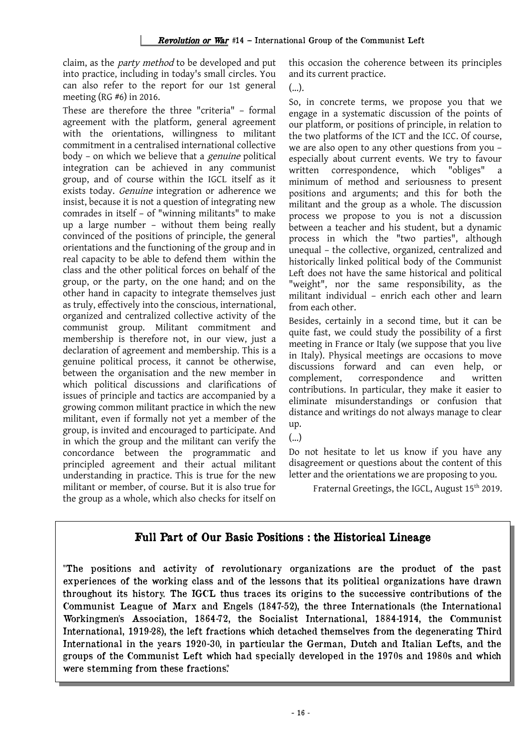claim, as the *party method* to be developed and put into practice, including in today's small circles. You can also refer to the report for our 1st general meeting (RG #6) in 2016.

These are therefore the three "criteria" – formal agreement with the platform, general agreement with the orientations, willingness to militant commitment in a centralised international collective body – on which we believe that a *genuine* political integration can be achieved in any communist group, and of course within the IGCL itself as it exists today. *Genuine* integration or adherence we insist, because it is not a question of integrating new comrades in itself – of "winning militants" to make up a large number – without them being really convinced of the positions of principle, the general orientations and the functioning of the group and in real capacity to be able to defend them within the class and the other political forces on behalf of the group, or the party, on the one hand; and on the other hand in capacity to integrate themselves just as truly, effectively into the conscious, international, organized and centralized collective activity of the communist group. Militant commitment and membership is therefore not, in our view, just a declaration of agreement and membership. This is a genuine political process, it cannot be otherwise, between the organisation and the new member in which political discussions and clarifications of issues of principle and tactics are accompanied by a growing common militant practice in which the new militant, even if formally not yet a member of the group, is invited and encouraged to participate. And in which the group and the militant can verify the concordance between the programmatic and principled agreement and their actual militant understanding in practice. This is true for the new militant or member, of course. But it is also true for the group as a whole, which also checks for itself on this occasion the coherence between its principles and its current practice.

(...).

So, in concrete terms, we propose you that we engage in a systematic discussion of the points of our platform, or positions of principle, in relation to the two platforms of the ICT and the ICC. Of course, we are also open to any other questions from you – especially about current events. We try to favour written correspondence, which "obliges" a minimum of method and seriousness to present positions and arguments; and this for both the militant and the group as a whole. The discussion process we propose to you is not a discussion between a teacher and his student, but a dynamic process in which the "two parties", although unequal – the collective, organized, centralized and historically linked political body of the Communist Left does not have the same historical and political "weight", nor the same responsibility, as the militant individual – enrich each other and learn from each other.

Besides, certainly in a second time, but it can be quite fast, we could study the possibility of a first meeting in France or Italy (we suppose that you live in Italy). Physical meetings are occasions to move discussions forward and can even help, or complement, correspondence and written contributions. In particular, they make it easier to eliminate misunderstandings or confusion that distance and writings do not always manage to clear up.

(...)

Do not hesitate to let us know if you have any disagreement or questions about the content of this letter and the orientations we are proposing to you.

Fraternal Greetings, the IGCL, August 15th 2019.

## Full Part of Our Basic Positions : the Historical Lineage

"The positions and activity of revolutionary organizations are the product of the past experiences of the working class and of the lessons that its political organizations have drawn throughout its history. The IGCL thus traces its origins to the successive contributions of the Communist League of Marx and Engels (1847-52), the three Internationals (the International Workingmen's Association, 1864-72, the Socialist International, 1884-1914, the Communist International, 1919-28), the left fractions which detached themselves from the degenerating Third International in the years 1920-30, in particular the German, Dutch and Italian Lefts, and the groups of the Communist Left which had specially developed in the 1970s and 1980s and which were stemming from these fractions."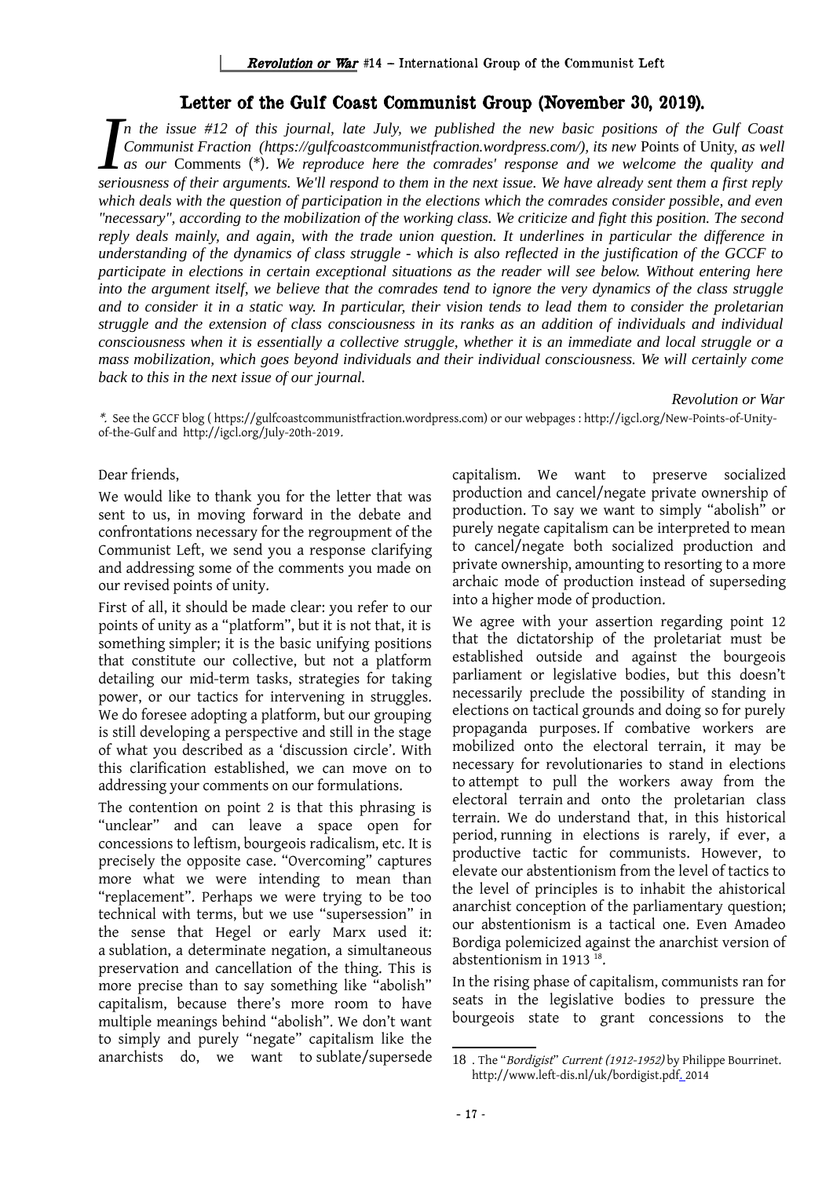## Letter of the Gulf Coast Communist Group (November 30, 2019).

*In the issue #12 of this journal, late July, we published the new basic positions of the Gulf Coast Communist Fraction (https://gulfcoastcommunistfraction.wordpress.com/), its new* Points of Unity, *as well as our* Comments (\*)*. We reproduce here the comrades' response and we welcome the quality and seriousness of their arguments. We'll respond to them in the next issue. We have already sent them a first reply which deals with the question of participation in the elections which the comrades consider possible, and even "necessary", according to the mobilization of the working class. We criticize and fight this position. The second reply deals mainly, and again, with the trade union question. It underlines in particular the difference in understanding of the dynamics of class struggle - which is also reflected in the justification of the GCCF to participate in elections in certain exceptional situations as the reader will see below. Without entering here into the argument itself, we believe that the comrades tend to ignore the very dynamics of the class struggle and to consider it in a static way. In particular, their vision tends to lead them to consider the proletarian struggle and the extension of class consciousness in its ranks as an addition of individuals and individual consciousness when it is essentially a collective struggle, whether it is an immediate and local struggle or a mass mobilization, which goes beyond individuals and their individual consciousness. We will certainly come back to this in the next issue of our journal.*

*Revolution or War*

*\*.* See the GCCF blog ( https://gulfcoastcommunistfraction.wordpress.com) or our webpages : http://igcl.org/New-Points-of-Unity-of-the-Gulf and http://igcl.org/July-20th-2019.

Dear friends,

We would like to thank you for the letter that was sent to us, in moving forward in the debate and confrontations necessary for the regroupment of the Communist Left, we send you a response clarifying and addressing some of the comments you made on our revised points of unity.

First of all, it should be made clear: you refer to our points of unity as a "platform", but it is not that, it is something simpler; it is the basic unifying positions that constitute our collective, but not a platform detailing our mid-term tasks, strategies for taking power, or our tactics for intervening in struggles. We do foresee adopting a platform, but our grouping is still developing a perspective and still in the stage of what you described as a 'discussion circle'. With this clarification established, we can move on to addressing your comments on our formulations.

The contention on point 2 is that this phrasing is "unclear" and can leave a space open for concessions to leftism, bourgeois radicalism, etc. It is precisely the opposite case. "Overcoming" captures more what we were intending to mean than "replacement". Perhaps we were trying to be too technical with terms, but we use "supersession" in the sense that Hegel or early Marx used it: a sublation, a determinate negation, a simultaneous preservation and cancellation of the thing. This is more precise than to say something like "abolish" capitalism, because there's more room to have multiple meanings behind "abolish". We don't want to simply and purely "negate" capitalism like the anarchists do, we want to sublate/supersede capitalism. We want to preserve socialized production and cancel/negate private ownership of production. To say we want to simply "abolish" or purely negate capitalism can be interpreted to mean to cancel/negate both socialized production and private ownership, amounting to resorting to a more archaic mode of production instead of superseding into a higher mode of production.

We agree with your assertion regarding point 12 that the dictatorship of the proletariat must be established outside and against the bourgeois parliament or legislative bodies, but this doesn't necessarily preclude the possibility of standing in elections on tactical grounds and doing so for purely propaganda purposes. If combative workers are mobilized onto the electoral terrain, it may be necessary for revolutionaries to stand in elections to attempt to pull the workers away from the electoral terrain and onto the proletarian class terrain. We do understand that, in this historical period, running in elections is rarely, if ever, a productive tactic for communists. However, to elevate our abstentionism from the level of tactics to the level of principles is to inhabit the ahistorical anarchist conception of the parliamentary question; our abstentionism is a tactical one. Even Amadeo Bordiga polemicized against the anarchist version of abstentionism in 1913 [18].

In the rising phase of capitalism, communists ran for seats in the legislative bodies to pressure the bourgeois state to grant concessions to the

18 . The "*Bordigist*" *Current (1912-1952)* by Philippe Bourrinet. http://www.left-dis.nl/uk/bordigist.pdf, 2014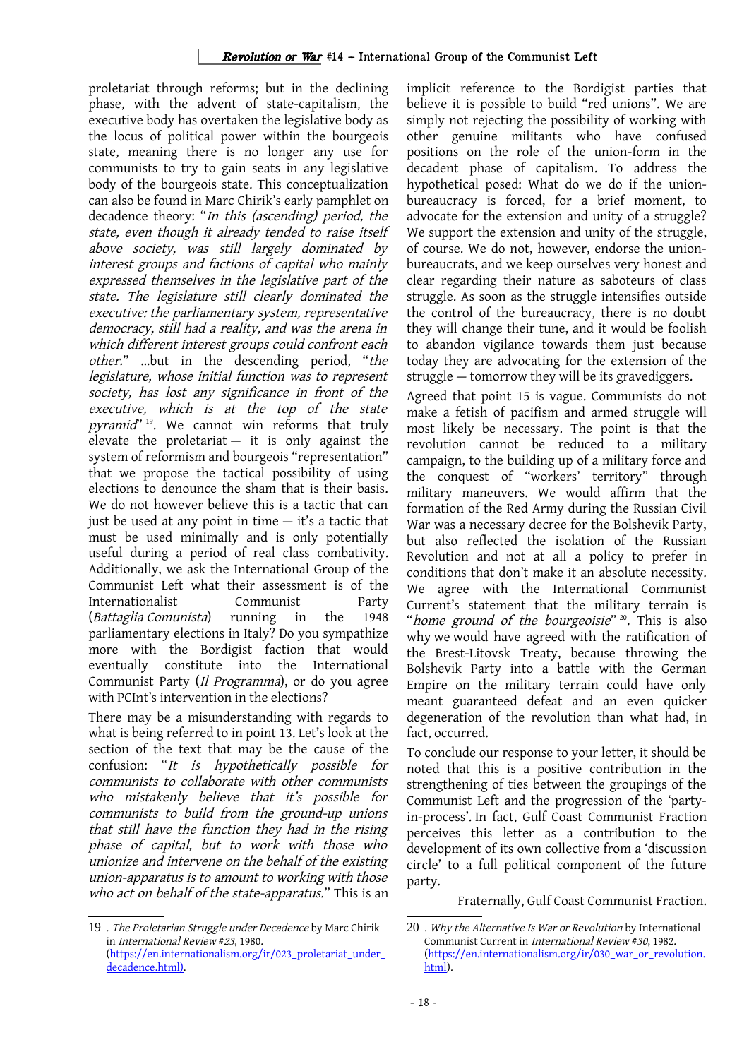proletariat through reforms; but in the declining phase, with the advent of state-capitalism, the executive body has overtaken the legislative body as the locus of political power within the bourgeois state, meaning there is no longer any use for communists to try to gain seats in any legislative body of the bourgeois state. This conceptualization can also be found in Marc Chirik's early pamphlet on decadence theory: "*In this (ascending) period, the state, even though it already tended to raise itself above society, was still largely dominated by interest groups and factions of capital who mainly expressed themselves in the legislative part of the state. The legislature still clearly dominated the executive: the parliamentary system, representative democracy, still had a reality, and was the arena in which different interest groups could confront each other.*" ...but in the descending period, "*the legislature, whose initial function was to represent society, has lost any significance in front of the executive, which is at the top of the state pyramid*" [19]. We cannot win reforms that truly elevate the proletariat — it is only against the system of reformism and bourgeois "representation" that we propose the tactical possibility of using elections to denounce the sham that is their basis. We do not however believe this is a tactic that can just be used at any point in time — it's a tactic that must be used minimally and is only potentially useful during a period of real class combativity. Additionally, we ask the International Group of the Communist Left what their assessment is of the Internationalist Communist Party (*Battaglia Comunista*) running in the 1948 parliamentary elections in Italy? Do you sympathize more with the Bordigist faction that would eventually constitute into the International Communist Party (*Il Programma*), or do you agree with PCInt's intervention in the elections?

There may be a misunderstanding with regards to what is being referred to in point 13. Let's look at the section of the text that may be the cause of the confusion: "*It is hypothetically possible for communists to collaborate with other communists who mistakenly believe that it's possible for communists to build from the ground-up unions that still have the function they had in the rising phase of capital, but to work with those who unionize and intervene on the behalf of the existing union-apparatus is to amount to working with those who act on behalf of the state-apparatus.*" This is an implicit reference to the Bordigist parties that believe it is possible to build "red unions". We are simply not rejecting the possibility of working with other genuine militants who have confused positions on the role of the union-form in the decadent phase of capitalism. To address the hypothetical posed: What do we do if the union-bureaucracy is forced, for a brief moment, to advocate for the extension and unity of a struggle? We support the extension and unity of the struggle, of course. We do not, however, endorse the union-bureaucrats, and we keep ourselves very honest and clear regarding their nature as saboteurs of class struggle. As soon as the struggle intensifies outside the control of the bureaucracy, there is no doubt they will change their tune, and it would be foolish to abandon vigilance towards them just because today they are advocating for the extension of the struggle — tomorrow they will be its gravediggers.

Agreed that point 15 is vague. Communists do not make a fetish of pacifism and armed struggle will most likely be necessary. The point is that the revolution cannot be reduced to a military campaign, to the building up of a military force and the conquest of "workers' territory" through military maneuvers. We would affirm that the formation of the Red Army during the Russian Civil War was a necessary decree for the Bolshevik Party, but also reflected the isolation of the Russian Revolution and not at all a policy to prefer in conditions that don't make it an absolute necessity. We agree with the International Communist Current's statement that the military terrain is "*home ground of the bourgeoisie*" [20]. This is also why we would have agreed with the ratification of the Brest-Litovsk Treaty, because throwing the Bolshevik Party into a battle with the German Empire on the military terrain could have only meant guaranteed defeat and an even quicker degeneration of the revolution than what had, in fact, occurred.

To conclude our response to your letter, it should be noted that this is a positive contribution in the strengthening of ties between the groupings of the Communist Left and the progression of the 'party-in-process'. In fact, Gulf Coast Communist Fraction perceives this letter as a contribution to the development of its own collective from a 'discussion circle' to a full political component of the future party.

Fraternally, Gulf Coast Communist Fraction.

---

19 . *The Proletarian Struggle under Decadence* by Marc Chirik in *International Review #23*, 1980. (https://en.internationalism.org/ir/023_proletariat_under_decadence.html).

20 . *Why the Alternative Is War or Revolution* by International Communist Current in *International Review #30*, 1982. (https://en.internationalism.org/ir/030_war_or_revolution.html).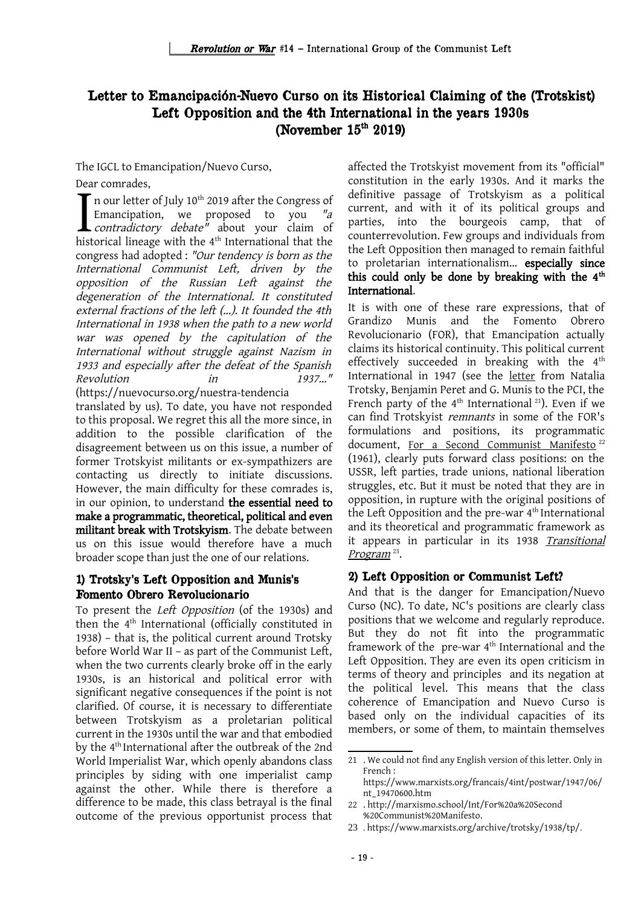# Letter to Emancipación-Nuevo Curso on its Historical Claiming of the (Trotskist) Left Opposition and the 4th International in the years 1930s (November 15th 2019)

The IGCL to Emancipation/Nuevo Curso,

Dear comrades,

In our letter of July 10th 2019 after the Congress of Emancipation, we proposed to you *"a contradictory debate"* about your claim of historical lineage with the 4th International that the congress had adopted : *"Our tendency is born as the International Communist Left, driven by the opposition of the Russian Left against the degeneration of the International. It constituted external fractions of the left (...). It founded the 4th International in 1938 when the path to a new world war was opened by the capitulation of the International without struggle against Nazism in 1933 and especially after the defeat of the Spanish Revolution in 1937..."* (https://nuevocurso.org/nuestra-tendencia translated by us). To date, you have not responded to this proposal. We regret this all the more since, in addition to the possible clarification of the disagreement between us on this issue, a number of former Trotskyist militants or ex-sympathizers are contacting us directly to initiate discussions. However, the main difficulty for these comrades is, in our opinion, to understand **the essential need to make a programmatic, theoretical, political and even militant break with Trotskyism**. The debate between us on this issue would therefore have a much broader scope than just the one of our relations.

## 1) Trotsky's Left Opposition and Munis's Fomento Obrero Revolucionario

To present the *Left Opposition* (of the 1930s) and then the 4th International (officially constituted in 1938) – that is, the political current around Trotsky before World War II – as part of the Communist Left, when the two currents clearly broke off in the early 1930s, is an historical and political error with significant negative consequences if the point is not clarified. Of course, it is necessary to differentiate between Trotskyism as a proletarian political current in the 1930s until the war and that embodied by the 4th International after the outbreak of the 2nd World Imperialist War, which openly abandons class principles by siding with one imperialist camp against the other. While there is therefore a difference to be made, this class betrayal is the final outcome of the previous opportunist process that affected the Trotskyist movement from its "official" constitution in the early 1930s. And it marks the definitive passage of Trotskyism as a political current, and with it of its political groups and parties, into the bourgeois camp, that of counterrevolution. Few groups and individuals from the Left Opposition then managed to remain faithful to proletarian internationalism... **especially since this could only be done by breaking with the 4th International**.

It is with one of these rare expressions, that of Grandizo Munis and the Fomento Obrero Revolucionario (FOR), that Emancipation actually claims its historical continuity. This political current effectively succeeded in breaking with the 4th International in 1947 (see the letter from Natalia Trotsky, Benjamin Peret and G. Munis to the PCI, the French party of the 4th International [21]). Even if we can find Trotskyist *remnants* in some of the FOR's formulations and positions, its programmatic document, For a Second Communist Manifesto [22] (1961), clearly puts forward class positions: on the USSR, left parties, trade unions, national liberation struggles, etc. But it must be noted that they are in opposition, in rupture with the original positions of the Left Opposition and the pre-war 4th International and its theoretical and programmatic framework as it appears in particular in its 1938 *Transitional Program* [23].

## 2) Left Opposition or Communist Left?

And that is the danger for Emancipation/Nuevo Curso (NC). To date, NC's positions are clearly class positions that we welcome and regularly reproduce. But they do not fit into the programmatic framework of the pre-war 4th International and the Left Opposition. They are even its open criticism in terms of theory and principles and its negation at the political level. This means that the class coherence of Emancipation and Nuevo Curso is based only on the individual capacities of its members, or some of them, to maintain themselves

---

21 . We could not find any English version of this letter. Only in French : https://www.marxists.org/francais/4int/postwar/1947/06/nt_19470600.htm

22 . http://marxismo.school/Int/For%20a%20Second%20Communist%20Manifesto.

23 . https://www.marxists.org/archive/trotsky/1938/tp/.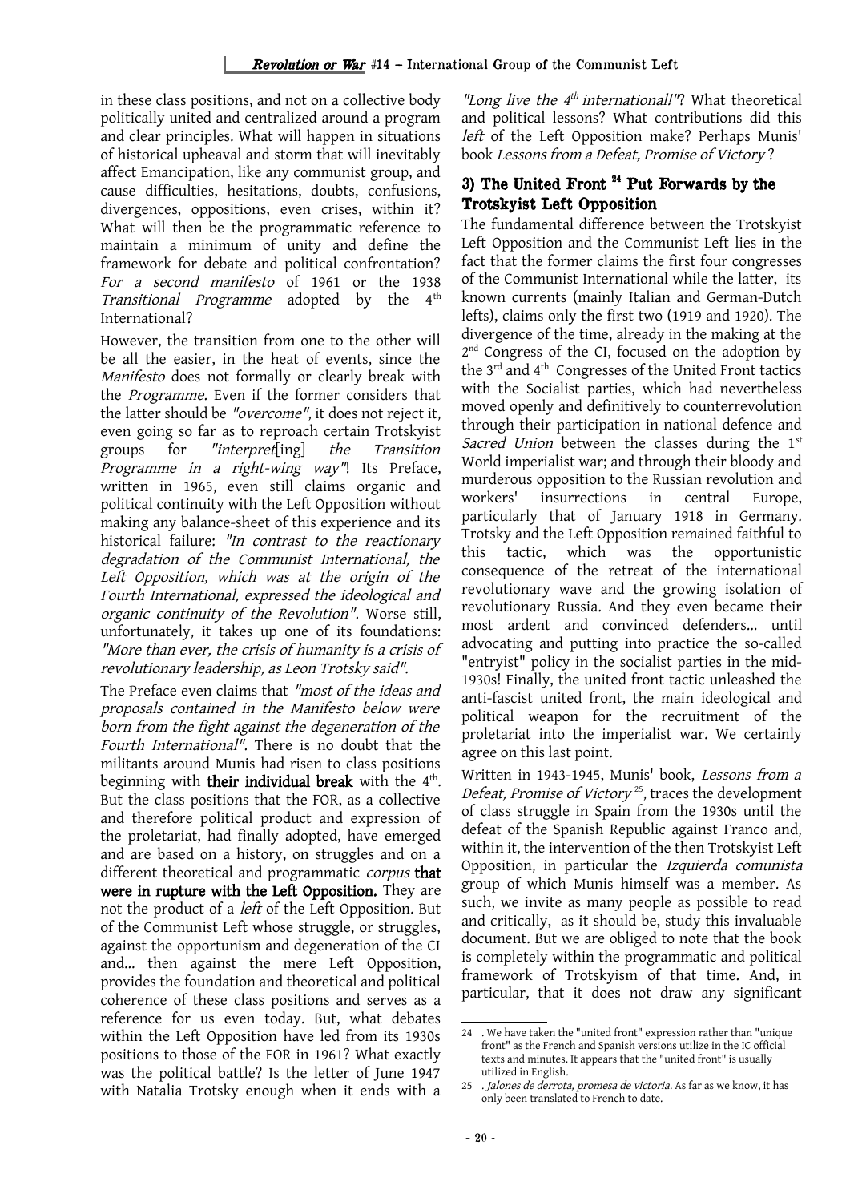in these class positions, and not on a collective body politically united and centralized around a program and clear principles. What will happen in situations of historical upheaval and storm that will inevitably affect Emancipation, like any communist group, and cause difficulties, hesitations, doubts, confusions, divergences, oppositions, even crises, within it? What will then be the programmatic reference to maintain a minimum of unity and define the framework for debate and political confrontation? *For a second manifesto* of 1961 or the 1938 *Transitional Programme* adopted by the 4th International?

However, the transition from one to the other will be all the easier, in the heat of events, since the *Manifesto* does not formally or clearly break with the *Programme*. Even if the former considers that the latter should be *"overcome"*, it does not reject it, even going so far as to reproach certain Trotskyist groups for *"interpret*[ing] *the Transition Programme in a right-wing way"*! Its Preface, written in 1965, even still claims organic and political continuity with the Left Opposition without making any balance-sheet of this experience and its historical failure: *"In contrast to the reactionary degradation of the Communist International, the Left Opposition, which was at the origin of the Fourth International, expressed the ideological and organic continuity of the Revolution"*. Worse still, unfortunately, it takes up one of its foundations: *"More than ever, the crisis of humanity is a crisis of revolutionary leadership, as Leon Trotsky said"*.

The Preface even claims that *"most of the ideas and proposals contained in the Manifesto below were born from the fight against the degeneration of the Fourth International"*. There is no doubt that the militants around Munis had risen to class positions beginning with **their individual break** with the 4th. But the class positions that the FOR, as a collective and therefore political product and expression of the proletariat, had finally adopted, have emerged and are based on a history, on struggles and on a different theoretical and programmatic *corpus* **that were in rupture with the Left Opposition.** They are not the product of a *left* of the Left Opposition. But of the Communist Left whose struggle, or struggles, against the opportunism and degeneration of the CI and... then against the mere Left Opposition, provides the foundation and theoretical and political coherence of these class positions and serves as a reference for us even today. But, what debates within the Left Opposition have led from its 1930s positions to those of the FOR in 1961? What exactly was the political battle? Is the letter of June 1947 with Natalia Trotsky enough when it ends with a *"Long live the 4th international!"*? What theoretical and political lessons? What contributions did this *left* of the Left Opposition make? Perhaps Munis' book *Lessons from a Defeat, Promise of Victory*?

### 3) The United Front [24] Put Forwards by the Trotskyist Left Opposition

The fundamental difference between the Trotskyist Left Opposition and the Communist Left lies in the fact that the former claims the first four congresses of the Communist International while the latter, its known currents (mainly Italian and German-Dutch lefts), claims only the first two (1919 and 1920). The divergence of the time, already in the making at the 2nd Congress of the CI, focused on the adoption by the 3rd and 4th Congresses of the United Front tactics with the Socialist parties, which had nevertheless moved openly and definitively to counterrevolution through their participation in national defence and *Sacred Union* between the classes during the 1st World imperialist war; and through their bloody and murderous opposition to the Russian revolution and workers' insurrections in central Europe, particularly that of January 1918 in Germany. Trotsky and the Left Opposition remained faithful to this tactic, which was the opportunistic consequence of the retreat of the international revolutionary wave and the growing isolation of revolutionary Russia. And they even became their most ardent and convinced defenders... until advocating and putting into practice the so-called "entryist" policy in the socialist parties in the mid-1930s! Finally, the united front tactic unleashed the anti-fascist united front, the main ideological and political weapon for the recruitment of the proletariat into the imperialist war. We certainly agree on this last point.

Written in 1943-1945, Munis' book, *Lessons from a Defeat, Promise of Victory* [25], traces the development of class struggle in Spain from the 1930s until the defeat of the Spanish Republic against Franco and, within it, the intervention of the then Trotskyist Left Opposition, in particular the *Izquierda comunista* group of which Munis himself was a member. As such, we invite as many people as possible to read and critically, as it should be, study this invaluable document. But we are obliged to note that the book is completely within the programmatic and political framework of Trotskyism of that time. And, in particular, that it does not draw any significant

---

24 . We have taken the "united front" expression rather than "unique front" as the French and Spanish versions utilize in the IC official texts and minutes. It appears that the "united front" is usually utilized in English.

25 . *Jalones de derrota, promesa de victoria*. As far as we know, it has only been translated to French to date.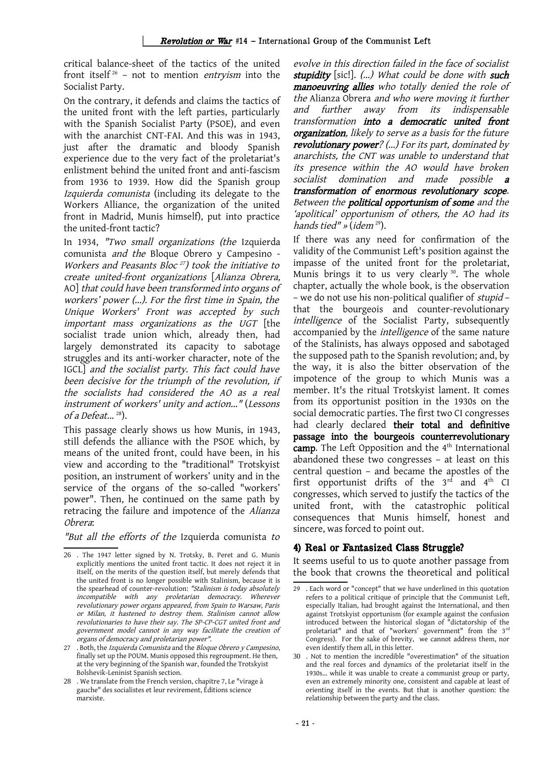critical balance-sheet of the tactics of the united front itself [26] – not to mention *entryism* into the Socialist Party.

On the contrary, it defends and claims the tactics of the united front with the left parties, particularly with the Spanish Socialist Party (PSOE), and even with the anarchist CNT-FAI. And this was in 1943, just after the dramatic and bloody Spanish experience due to the very fact of the proletariat's enlistment behind the united front and anti-fascism from 1936 to 1939. How did the Spanish group *Izquierda comunista* (including its delegate to the Workers Alliance, the organization of the united front in Madrid, Munis himself), put into practice the united-front tactic?

In 1934, *"Two small organizations (the* Izquierda comunista *and the* Bloque Obrero y Campesino - *Workers and Peasants Bloc* [27]*) took the initiative to create united-front organizations* [*Alianza Obrera,* AO] *that could have been transformed into organs of workers' power (...). For the first time in Spain, the Unique Workers' Front was accepted by such important mass organizations as the UGT* [the socialist trade union which, already then, had largely demonstrated its capacity to sabotage struggles and its anti-worker character, note of the IGCL] *and the socialist party. This fact could have been decisive for the triumph of the revolution, if the socialists had considered the AO as a real instrument of workers' unity and action..."* (*Lessons of a Defeat...* [28]).

This passage clearly shows us how Munis, in 1943, still defends the alliance with the PSOE which, by means of the united front, could have been, in his view and according to the "traditional" Trotskyist position, an instrument of workers' unity and in the service of the organs of the so-called "workers' power". Then, he continued on the same path by retracing the failure and impotence of the *Alianza Obrera*:

*"But all the efforts of the* Izquierda comunista *to evolve in this direction failed in the face of socialist* ***stupidity*** [sic!]*. (...) What could be done with* ***such manoeuvring allies*** *who totally denied the role of the* Alianza Obrera *and who were moving it further and further away from its indispensable transformation* ***into a democratic united front organization****, likely to serve as a basis for the future* ***revolutionary power****? (...) For its part, dominated by anarchists, the CNT was unable to understand that its presence within the AO would have broken socialist domination and made possible* ***a transformation of enormous revolutionary scope****. Between the* ***political opportunism of some*** *and the 'apolitical' opportunism of others, the AO had its hands tied" »* (*idem* [29]).

If there was any need for confirmation of the validity of the Communist Left's position against the impasse of the united front for the proletariat, Munis brings it to us very clearly [30]. The whole chapter, actually the whole book, is the observation – we do not use his non-political qualifier of *stupid* – that the bourgeois and counter-revolutionary *intelligence* of the Socialist Party, subsequently accompanied by the *intelligence* of the same nature of the Stalinists, has always opposed and sabotaged the supposed path to the Spanish revolution; and, by the way, it is also the bitter observation of the impotence of the group to which Munis was a member. It's the ritual Trotskyist lament. It comes from its opportunist position in the 1930s on the social democratic parties. The first two CI congresses had clearly declared **their total and definitive passage into the bourgeois counterrevolutionary camp**. The Left Opposition and the 4th International abandoned these two congresses – at least on this central question – and became the apostles of the first opportunist drifts of the 3rd and 4th CI congresses, which served to justify the tactics of the united front, with the catastrophic political consequences that Munis himself, honest and sincere, was forced to point out.

## 4) Real or Fantasized Class Struggle?

It seems useful to us to quote another passage from the book that crowns the theoretical and political

---

26 . The 1947 letter signed by N. Trotsky, B. Peret and G. Munis explicitly mentions the united front tactic. It does not reject it in itself, on the merits of the question itself, but merely defends that the united front is no longer possible with Stalinism, because it is the spearhead of counter-revolution: *"Stalinism is today absolutely incompatible with any proletarian democracy. Wherever revolutionary power organs appeared, from Spain to Warsaw, Paris or Milan, it hastened to destroy them. Stalinism cannot allow revolutionaries to have their say. The SP-CP-CGT united front and government model cannot in any way facilitate the creation of organs of democracy and proletarian power"*.

27 . Both, the *Izquierda Comunista* and the *Bloque Obrero y Campesino*, finally set up the POUM. Munis opposed this regroupment. He then, at the very beginning of the Spanish war, founded the Trotskyist Bolshevik-Leninist Spanish section.

28 . We translate from the French version, chapitre 7, Le "virage à gauche" des socialistes et leur revirement, Éditions science marxiste.

29 . Each word or "concept" that we have underlined in this quotation refers to a political critique of principle that the Communist Left, especially Italian, had brought against the International, and then against Trotskyist opportunism (for example against the confusion introduced between the historical slogan of "dictatorship of the proletariat" and that of "workers' government" from the 3rd Congress). For the sake of brevity, we cannot address them, nor even identify them all, in this letter.

30 . Not to mention the incredible "overestimation" of the situation and the real forces and dynamics of the proletariat itself in the 1930s... while it was unable to create a communist group or party, even an extremely minority one, consistent and capable at least of orienting itself in the events. But that is another question: the relationship between the party and the class.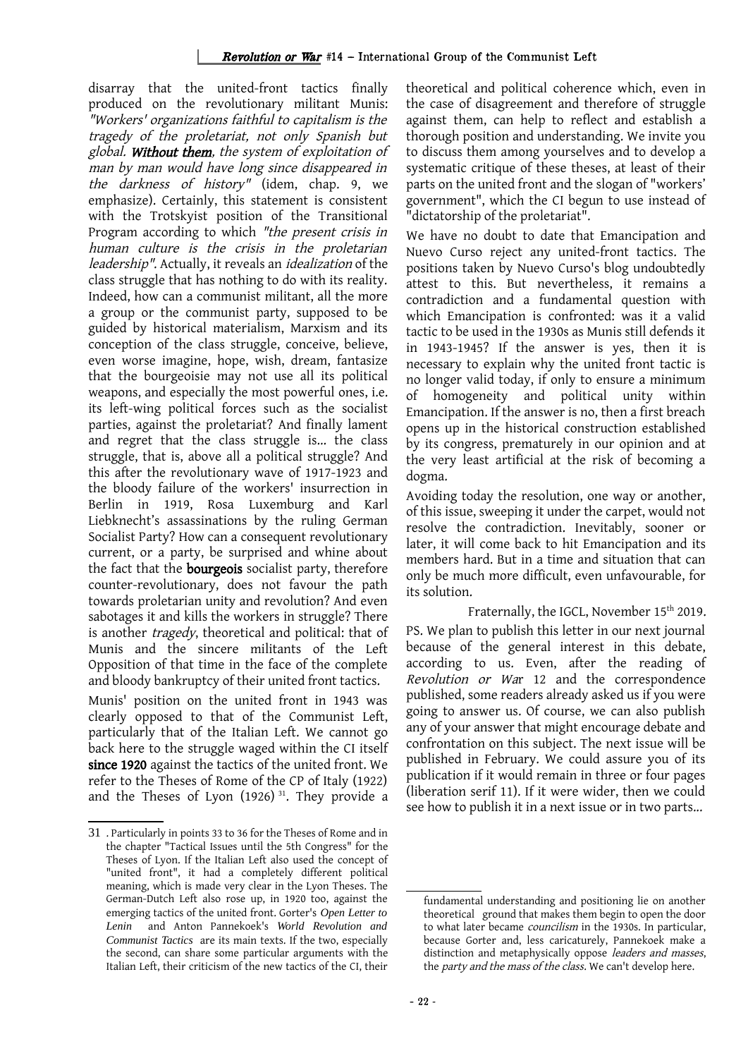disarray that the united-front tactics finally produced on the revolutionary militant Munis: *"Workers' organizations faithful to capitalism is the tragedy of the proletariat, not only Spanish but global.* ***Without them****, the system of exploitation of man by man would have long since disappeared in the darkness of history"* (idem, chap. 9, we emphasize). Certainly, this statement is consistent with the Trotskyist position of the Transitional Program according to which *"the present crisis in human culture is the crisis in the proletarian leadership"*. Actually, it reveals an *idealization* of the class struggle that has nothing to do with its reality. Indeed, how can a communist militant, all the more a group or the communist party, supposed to be guided by historical materialism, Marxism and its conception of the class struggle, conceive, believe, even worse imagine, hope, wish, dream, fantasize that the bourgeoisie may not use all its political weapons, and especially the most powerful ones, i.e. its left-wing political forces such as the socialist parties, against the proletariat? And finally lament and regret that the class struggle is... the class struggle, that is, above all a political struggle? And this after the revolutionary wave of 1917-1923 and the bloody failure of the workers' insurrection in Berlin in 1919, Rosa Luxemburg and Karl Liebknecht's assassinations by the ruling German Socialist Party? How can a consequent revolutionary current, or a party, be surprised and whine about the fact that the **bourgeois** socialist party, therefore counter-revolutionary, does not favour the path towards proletarian unity and revolution? And even sabotages it and kills the workers in struggle? There is another *tragedy*, theoretical and political: that of Munis and the sincere militants of the Left Opposition of that time in the face of the complete and bloody bankruptcy of their united front tactics.

Munis' position on the united front in 1943 was clearly opposed to that of the Communist Left, particularly that of the Italian Left. We cannot go back here to the struggle waged within the CI itself **since 1920** against the tactics of the united front. We refer to the Theses of Rome of the CP of Italy (1922) and the Theses of Lyon (1926) [31]. They provide a theoretical and political coherence which, even in the case of disagreement and therefore of struggle against them, can help to reflect and establish a thorough position and understanding. We invite you to discuss them among yourselves and to develop a systematic critique of these theses, at least of their parts on the united front and the slogan of "workers' government", which the CI begun to use instead of "dictatorship of the proletariat".

We have no doubt to date that Emancipation and Nuevo Curso reject any united-front tactics. The positions taken by Nuevo Curso's blog undoubtedly attest to this. But nevertheless, it remains a contradiction and a fundamental question with which Emancipation is confronted: was it a valid tactic to be used in the 1930s as Munis still defends it in 1943-1945? If the answer is yes, then it is necessary to explain why the united front tactic is no longer valid today, if only to ensure a minimum of homogeneity and political unity within Emancipation. If the answer is no, then a first breach opens up in the historical construction established by its congress, prematurely in our opinion and at the very least artificial at the risk of becoming a dogma.

Avoiding today the resolution, one way or another, of this issue, sweeping it under the carpet, would not resolve the contradiction. Inevitably, sooner or later, it will come back to hit Emancipation and its members hard. But in a time and situation that can only be much more difficult, even unfavourable, for its solution.

Fraternally, the IGCL, November 15th 2019.

PS. We plan to publish this letter in our next journal because of the general interest in this debate, according to us. Even, after the reading of *Revolution or War* 12 and the correspondence published, some readers already asked us if you were going to answer us. Of course, we can also publish any of your answer that might encourage debate and confrontation on this subject. The next issue will be published in February. We could assure you of its publication if it would remain in three or four pages (liberation serif 11). If it were wider, then we could see how to publish it in a next issue or in two parts...

---

31 . Particularly in points 33 to 36 for the Theses of Rome and in the chapter "Tactical Issues until the 5th Congress" for the Theses of Lyon. If the Italian Left also used the concept of "united front", it had a completely different political meaning, which is made very clear in the Lyon Theses. The German-Dutch Left also rose up, in 1920 too, against the emerging tactics of the united front. Gorter's *Open Letter to Lenin* and Anton Pannekoek's *World Revolution and Communist Tactics* are its main texts. If the two, especially the second, can share some particular arguments with the Italian Left, their criticism of the new tactics of the CI, their fundamental understanding and positioning lie on another theoretical ground that makes them begin to open the door to what later became *councilism* in the 1930s. In particular, because Gorter and, less caricaturely, Pannekoek make a distinction and metaphysically oppose *leaders and masses*, the *party and the mass of the class*. We can't develop here.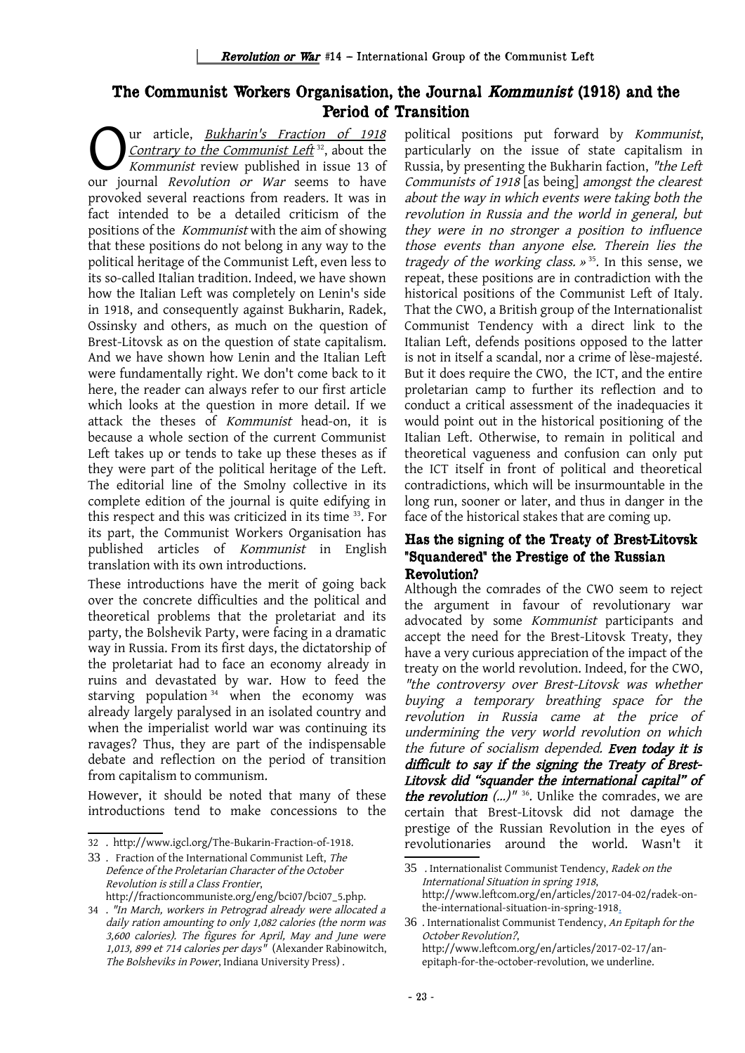## The Communist Workers Organisation, the Journal *Kommunist* (1918) and the Period of Transition

Our article, *Bukharin's Fraction of 1918 Contrary to the Communist Left* [32], about the *Kommunist* review published in issue 13 of our journal *Revolution or War* seems to have provoked several reactions from readers. It was in fact intended to be a detailed criticism of the positions of the *Kommunist* with the aim of showing that these positions do not belong in any way to the political heritage of the Communist Left, even less to its so-called Italian tradition. Indeed, we have shown how the Italian Left was completely on Lenin's side in 1918, and consequently against Bukharin, Radek, Ossinsky and others, as much on the question of Brest-Litovsk as on the question of state capitalism. And we have shown how Lenin and the Italian Left were fundamentally right. We don't come back to it here, the reader can always refer to our first article which looks at the question in more detail. If we attack the theses of *Kommunist* head-on, it is because a whole section of the current Communist Left takes up or tends to take up these theses as if they were part of the political heritage of the Left. The editorial line of the Smolny collective in its complete edition of the journal is quite edifying in this respect and this was criticized in its time [33]. For its part, the Communist Workers Organisation has published articles of *Kommunist* in English translation with its own introductions.

These introductions have the merit of going back over the concrete difficulties and the political and theoretical problems that the proletariat and its party, the Bolshevik Party, were facing in a dramatic way in Russia. From its first days, the dictatorship of the proletariat had to face an economy already in ruins and devastated by war. How to feed the starving population [34] when the economy was already largely paralysed in an isolated country and when the imperialist world war was continuing its ravages? Thus, they are part of the indispensable debate and reflection on the period of transition from capitalism to communism.

However, it should be noted that many of these introductions tend to make concessions to the political positions put forward by *Kommunist*, particularly on the issue of state capitalism in Russia, by presenting the Bukharin faction, *"the Left Communists of 1918* [as being] *amongst the clearest about the way in which events were taking both the revolution in Russia and the world in general, but they were in no stronger a position to influence those events than anyone else. Therein lies the tragedy of the working class. »* [35]. In this sense, we repeat, these positions are in contradiction with the historical positions of the Communist Left of Italy. That the CWO, a British group of the Internationalist Communist Tendency with a direct link to the Italian Left, defends positions opposed to the latter is not in itself a scandal, nor a crime of lèse-majesté. But it does require the CWO, the ICT, and the entire proletarian camp to further its reflection and to conduct a critical assessment of the inadequacies it would point out in the historical positioning of the Italian Left. Otherwise, to remain in political and theoretical vagueness and confusion can only put the ICT itself in front of political and theoretical contradictions, which will be insurmountable in the long run, sooner or later, and thus in danger in the face of the historical stakes that are coming up.

### Has the signing of the Treaty of Brest-Litovsk "Squandered" the Prestige of the Russian Revolution?

Although the comrades of the CWO seem to reject the argument in favour of revolutionary war advocated by some *Kommunist* participants and accept the need for the Brest-Litovsk Treaty, they have a very curious appreciation of the impact of the treaty on the world revolution. Indeed, for the CWO, *"the controversy over Brest-Litovsk was whether buying a temporary breathing space for the revolution in Russia came at the price of undermining the very world revolution on which the future of socialism depended.* ***Even today it is difficult to say if the signing the Treaty of Brest-Litovsk did "squander the international capital" of the revolution*** *(...)"* [36]. Unlike the comrades, we are certain that Brest-Litovsk did not damage the prestige of the Russian Revolution in the eyes of revolutionaries around the world. Wasn't it

---

32 . http://www.igcl.org/The-Bukarin-Fraction-of-1918.

33 . Fraction of the International Communist Left, *The Defence of the Proletarian Character of the October Revolution is still a Class Frontier*, http://fractioncommuniste.org/eng/bci07/bci07_5.php.

34 . *"In March, workers in Petrograd already were allocated a daily ration amounting to only 1,082 calories (the norm was 3,600 calories). The figures for April, May and June were 1,013, 899 et 714 calories per days"* (Alexander Rabinowitch, *The Bolsheviks in Power*, Indiana University Press) .

35 . Internationalist Communist Tendency, *Radek on the International Situation in spring 1918*, http://www.leftcom.org/en/articles/2017-04-02/radek-on-the-international-situation-in-spring-1918.

36 . Internationalist Communist Tendency, *An Epitaph for the October Revolution?*, http://www.leftcom.org/en/articles/2017-02-17/an-epitaph-for-the-october-revolution, we underline.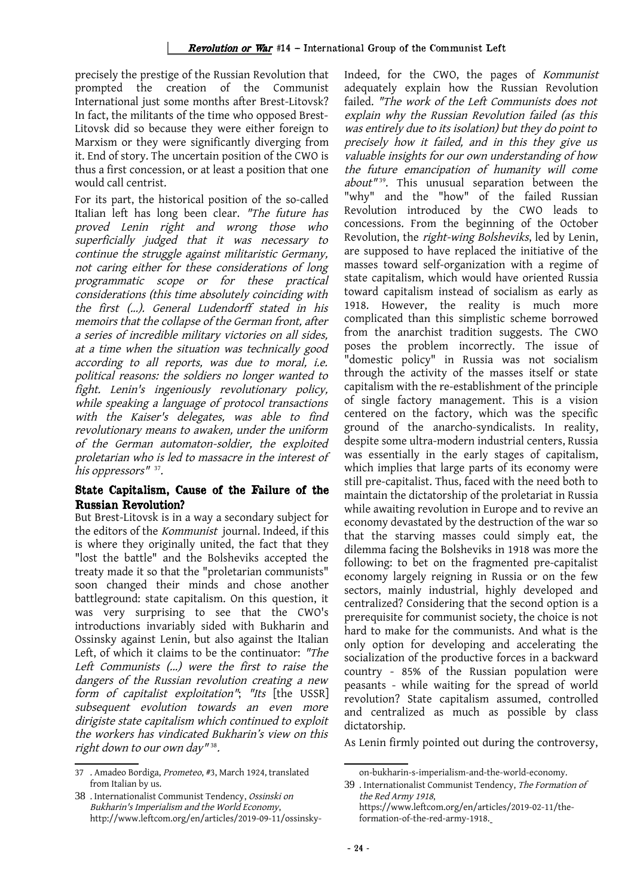precisely the prestige of the Russian Revolution that prompted the creation of the Communist International just some months after Brest-Litovsk? In fact, the militants of the time who opposed Brest-Litovsk did so because they were either foreign to Marxism or they were significantly diverging from it. End of story. The uncertain position of the CWO is thus a first concession, or at least a position that one would call centrist.

For its part, the historical position of the so-called Italian left has long been clear. *"The future has proved Lenin right and wrong those who superficially judged that it was necessary to continue the struggle against militaristic Germany, not caring either for these considerations of long programmatic scope or for these practical considerations (this time absolutely coinciding with the first (...). General Ludendorff stated in his memoirs that the collapse of the German front, after a series of incredible military victories on all sides, at a time when the situation was technically good according to all reports, was due to moral, i.e. political reasons: the soldiers no longer wanted to fight. Lenin's ingeniously revolutionary policy, while speaking a language of protocol transactions with the Kaiser's delegates, was able to find revolutionary means to awaken, under the uniform of the German automaton-soldier, the exploited proletarian who is led to massacre in the interest of his oppressors"* [37].

## State Capitalism, Cause of the Failure of the Russian Revolution?

But Brest-Litovsk is in a way a secondary subject for the editors of the *Kommunist* journal. Indeed, if this is where they originally united, the fact that they "lost the battle" and the Bolsheviks accepted the treaty made it so that the "proletarian communists" soon changed their minds and chose another battleground: state capitalism. On this question, it was very surprising to see that the CWO's introductions invariably sided with Bukharin and Ossinsky against Lenin, but also against the Italian Left, of which it claims to be the continuator: *"The Left Communists (...) were the first to raise the dangers of the Russian revolution creating a new form of capitalist exploitation"*; *"Its* [the USSR] *subsequent evolution towards an even more dirigiste state capitalism which continued to exploit the workers has vindicated Bukharin's view on this right down to our own day"* [38].

Indeed, for the CWO, the pages of *Kommunist* adequately explain how the Russian Revolution failed. *"The work of the Left Communists does not explain why the Russian Revolution failed (as this was entirely due to its isolation) but they do point to precisely how it failed, and in this they give us valuable insights for our own understanding of how the future emancipation of humanity will come about"* [39]. This unusual separation between the "why" and the "how" of the failed Russian Revolution introduced by the CWO leads to concessions. From the beginning of the October Revolution, the *right-wing Bolsheviks*, led by Lenin, are supposed to have replaced the initiative of the masses toward self-organization with a regime of state capitalism, which would have oriented Russia toward capitalism instead of socialism as early as 1918. However, the reality is much more complicated than this simplistic scheme borrowed from the anarchist tradition suggests. The CWO poses the problem incorrectly. The issue of "domestic policy" in Russia was not socialism through the activity of the masses itself or state capitalism with the re-establishment of the principle of single factory management. This is a vision centered on the factory, which was the specific ground of the anarcho-syndicalists. In reality, despite some ultra-modern industrial centers, Russia was essentially in the early stages of capitalism, which implies that large parts of its economy were still pre-capitalist. Thus, faced with the need both to maintain the dictatorship of the proletariat in Russia while awaiting revolution in Europe and to revive an economy devastated by the destruction of the war so that the starving masses could simply eat, the dilemma facing the Bolsheviks in 1918 was more the following: to bet on the fragmented pre-capitalist economy largely reigning in Russia or on the few sectors, mainly industrial, highly developed and centralized? Considering that the second option is a prerequisite for communist society, the choice is not hard to make for the communists. And what is the only option for developing and accelerating the socialization of the productive forces in a backward country - 85% of the Russian population were peasants - while waiting for the spread of world revolution? State capitalism assumed, controlled and centralized as much as possible by class dictatorship.

As Lenin firmly pointed out during the controversy,

---

37 . Amadeo Bordiga, *Prometeo*, #3, March 1924, translated from Italian by us.

38 . Internationalist Communist Tendency, *Ossinski on Bukharin's Imperialism and the World Economy*, http://www.leftcom.org/en/articles/2019-09-11/ossinsky-on-bukharin-s-imperialism-and-the-world-economy.

39 . Internationalist Communist Tendency, *The Formation of the Red Army 1918*, https://www.leftcom.org/en/articles/2019-02-11/the-formation-of-the-red-army-1918.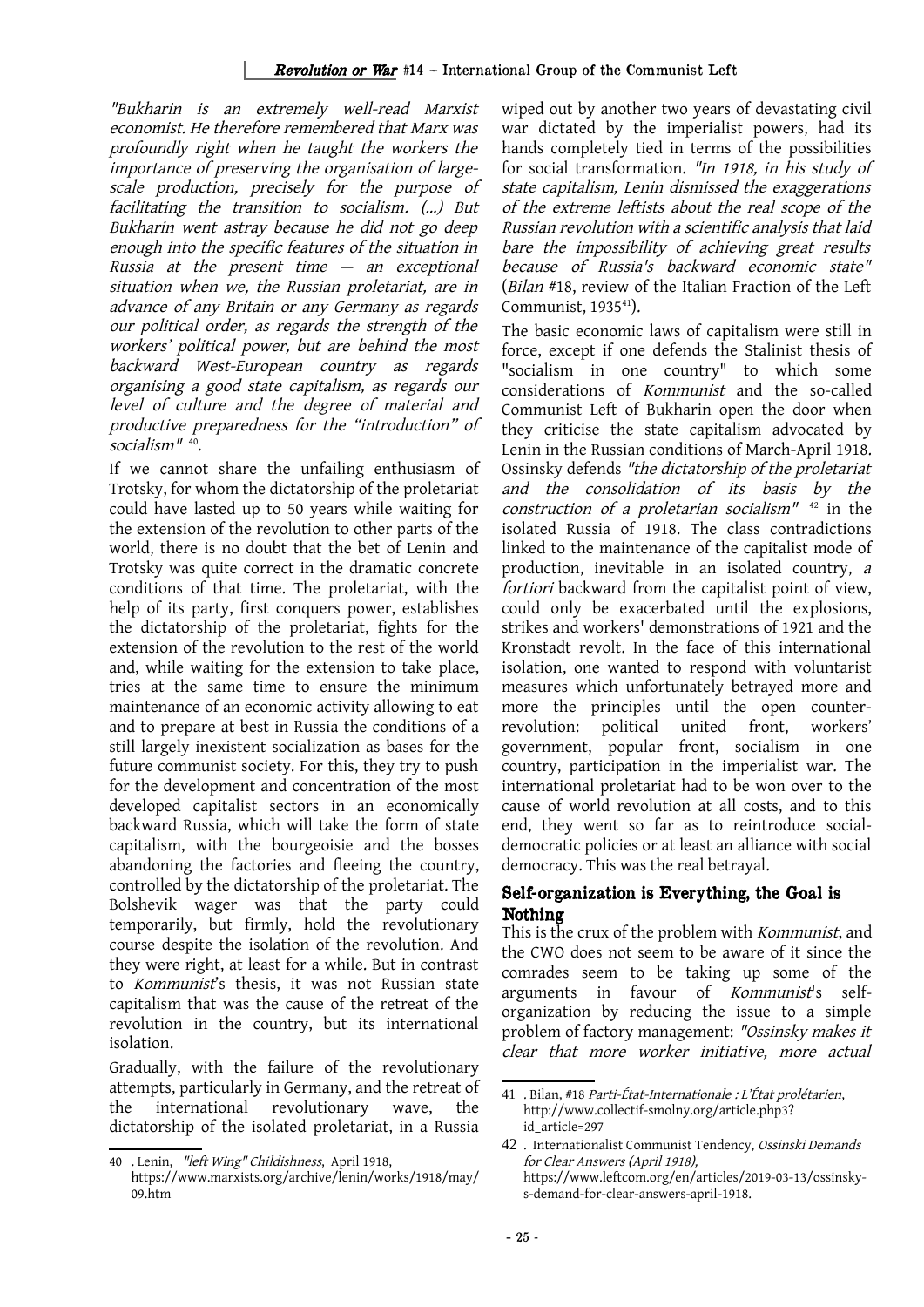*"Bukharin is an extremely well-read Marxist economist. He therefore remembered that Marx was profoundly right when he taught the workers the importance of preserving the organisation of large-scale production, precisely for the purpose of facilitating the transition to socialism. (...) But Bukharin went astray because he did not go deep enough into the specific features of the situation in Russia at the present time — an exceptional situation when we, the Russian proletariat, are in advance of any Britain or any Germany as regards our political order, as regards the strength of the workers' political power, but are behind the most backward West-European country as regards organising a good state capitalism, as regards our level of culture and the degree of material and productive preparedness for the "introduction" of socialism"* [40].

If we cannot share the unfailing enthusiasm of Trotsky, for whom the dictatorship of the proletariat could have lasted up to 50 years while waiting for the extension of the revolution to other parts of the world, there is no doubt that the bet of Lenin and Trotsky was quite correct in the dramatic concrete conditions of that time. The proletariat, with the help of its party, first conquers power, establishes the dictatorship of the proletariat, fights for the extension of the revolution to the rest of the world and, while waiting for the extension to take place, tries at the same time to ensure the minimum maintenance of an economic activity allowing to eat and to prepare at best in Russia the conditions of a still largely inexistent socialization as bases for the future communist society. For this, they try to push for the development and concentration of the most developed capitalist sectors in an economically backward Russia, which will take the form of state capitalism, with the bourgeoisie and the bosses abandoning the factories and fleeing the country, controlled by the dictatorship of the proletariat. The Bolshevik wager was that the party could temporarily, but firmly, hold the revolutionary course despite the isolation of the revolution. And they were right, at least for a while. But in contrast to *Kommunist*'s thesis, it was not Russian state capitalism that was the cause of the retreat of the revolution in the country, but its international isolation.

Gradually, with the failure of the revolutionary attempts, particularly in Germany, and the retreat of the international revolutionary wave, the dictatorship of the isolated proletariat, in a Russia wiped out by another two years of devastating civil war dictated by the imperialist powers, had its hands completely tied in terms of the possibilities for social transformation. *"In 1918, in his study of state capitalism, Lenin dismissed the exaggerations of the extreme leftists about the real scope of the Russian revolution with a scientific analysis that laid bare the impossibility of achieving great results because of Russia's backward economic state"* (*Bilan* #18, review of the Italian Fraction of the Left Communist, 1935[41]).

The basic economic laws of capitalism were still in force, except if one defends the Stalinist thesis of "socialism in one country" to which some considerations of *Kommunist* and the so-called Communist Left of Bukharin open the door when they criticise the state capitalism advocated by Lenin in the Russian conditions of March-April 1918. Ossinsky defends *"the dictatorship of the proletariat and the consolidation of its basis by the construction of a proletarian socialism"* [42] in the isolated Russia of 1918. The class contradictions linked to the maintenance of the capitalist mode of production, inevitable in an isolated country, *a fortiori* backward from the capitalist point of view, could only be exacerbated until the explosions, strikes and workers' demonstrations of 1921 and the Kronstadt revolt. In the face of this international isolation, one wanted to respond with voluntarist measures which unfortunately betrayed more and more the principles until the open counter-revolution: political united front, workers' government, popular front, socialism in one country, participation in the imperialist war. The international proletariat had to be won over to the cause of world revolution at all costs, and to this end, they went so far as to reintroduce social-democratic policies or at least an alliance with social democracy. This was the real betrayal.

## Self-organization is Everything, the Goal is Nothing

This is the crux of the problem with *Kommunist*, and the CWO does not seem to be aware of it since the comrades seem to be taking up some of the arguments in favour of *Kommunist*'s self-organization by reducing the issue to a simple problem of factory management: *"Ossinsky makes it clear that more worker initiative, more actual*

---

40 . Lenin, *"left Wing" Childishness*, April 1918, https://www.marxists.org/archive/lenin/works/1918/may/09.htm

41 . Bilan, #18 *Parti-État-Internationale : L'État prolétarien*, http://www.collectif-smolny.org/article.php3?id_article=297

42 . Internationalist Communist Tendency, *Ossinski Demands for Clear Answers (April 1918)*, https://www.leftcom.org/en/articles/2019-03-13/ossinskys-demand-for-clear-answers-april-1918.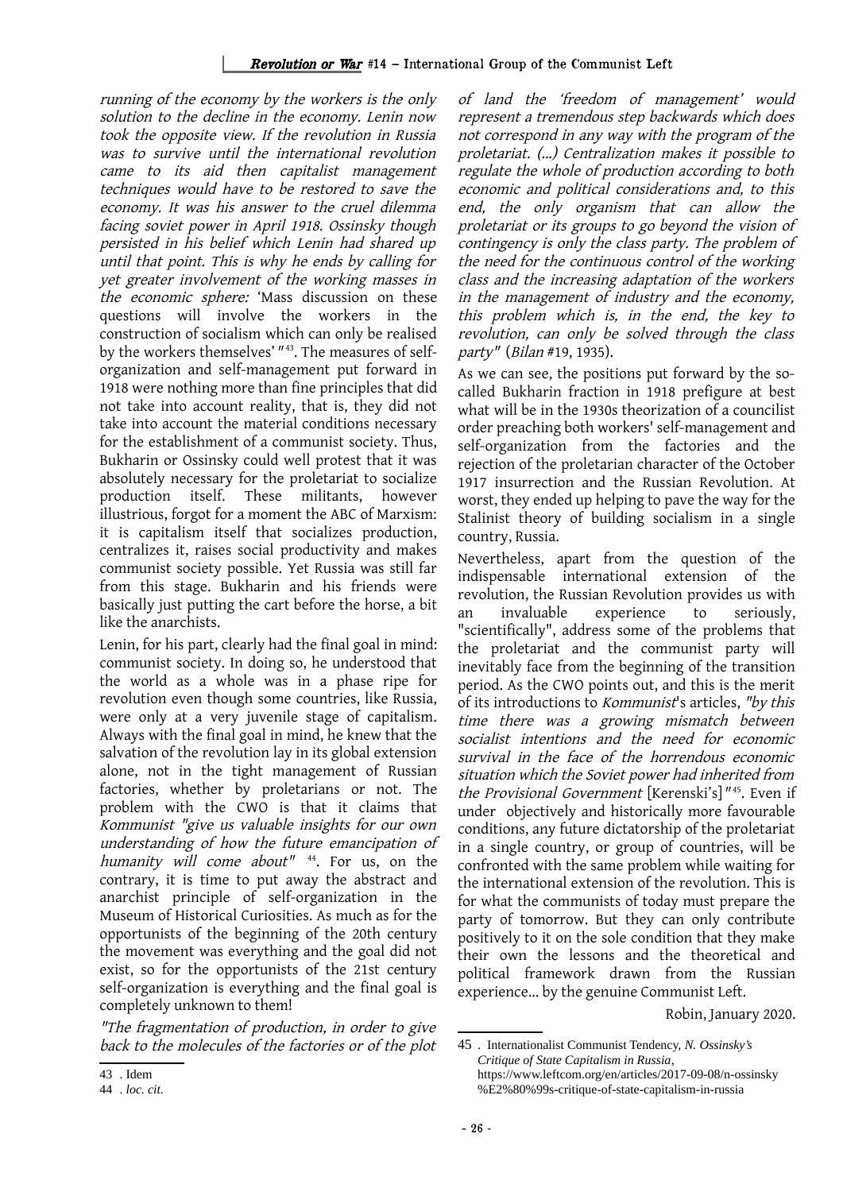*running of the economy by the workers is the only solution to the decline in the economy. Lenin now took the opposite view. If the revolution in Russia was to survive until the international revolution came to its aid then capitalist management techniques would have to be restored to save the economy. It was his answer to the cruel dilemma facing soviet power in April 1918. Ossinsky though persisted in his belief which Lenin had shared up until that point. This is why he ends by calling for yet greater involvement of the working masses in the economic sphere:* 'Mass discussion on these questions will involve the workers in the construction of socialism which can only be realised by the workers themselves' "[43]. The measures of self-organization and self-management put forward in 1918 were nothing more than fine principles that did not take into account reality, that is, they did not take into account the material conditions necessary for the establishment of a communist society. Thus, Bukharin or Ossinsky could well protest that it was absolutely necessary for the proletariat to socialize production itself. These militants, however illustrious, forgot for a moment the ABC of Marxism: it is capitalism itself that socializes production, centralizes it, raises social productivity and makes communist society possible. Yet Russia was still far from this stage. Bukharin and his friends were basically just putting the cart before the horse, a bit like the anarchists.

Lenin, for his part, clearly had the final goal in mind: communist society. In doing so, he understood that the world as a whole was in a phase ripe for revolution even though some countries, like Russia, were only at a very juvenile stage of capitalism. Always with the final goal in mind, he knew that the salvation of the revolution lay in its global extension alone, not in the tight management of Russian factories, whether by proletarians or not. The problem with the CWO is that it claims that *Kommunist "give us valuable insights for our own understanding of how the future emancipation of humanity will come about"* [44]. For us, on the contrary, it is time to put away the abstract and anarchist principle of self-organization in the Museum of Historical Curiosities. As much as for the opportunists of the beginning of the 20th century the movement was everything and the goal did not exist, so for the opportunists of the 21st century self-organization is everything and the final goal is completely unknown to them!

*"The fragmentation of production, in order to give back to the molecules of the factories or of the plot of land the 'freedom of management' would represent a tremendous step backwards which does not correspond in any way with the program of the proletariat. (...) Centralization makes it possible to regulate the whole of production according to both economic and political considerations and, to this end, the only organism that can allow the proletariat or its groups to go beyond the vision of contingency is only the class party. The problem of the need for the continuous control of the working class and the increasing adaptation of the workers in the management of industry and the economy, this problem which is, in the end, the key to revolution, can only be solved through the class party"* (*Bilan* #19, 1935).

As we can see, the positions put forward by the so-called Bukharin fraction in 1918 prefigure at best what will be in the 1930s theorization of a councilist order preaching both workers' self-management and self-organization from the factories and the rejection of the proletarian character of the October 1917 insurrection and the Russian Revolution. At worst, they ended up helping to pave the way for the Stalinist theory of building socialism in a single country, Russia.

Nevertheless, apart from the question of the indispensable international extension of the revolution, the Russian Revolution provides us with an invaluable experience to seriously, "scientifically", address some of the problems that the proletariat and the communist party will inevitably face from the beginning of the transition period. As the CWO points out, and this is the merit of its introductions to *Kommunist*'s articles, *"by this time there was a growing mismatch between socialist intentions and the need for economic survival in the face of the horrendous economic situation which the Soviet power had inherited from the Provisional Government* [Kerenski's]*"*[45]. Even if under objectively and historically more favourable conditions, any future dictatorship of the proletariat in a single country, or group of countries, will be confronted with the same problem while waiting for the international extension of the revolution. This is for what the communists of today must prepare the party of tomorrow. But they can only contribute positively to it on the sole condition that they make their own the lessons and the theoretical and political framework drawn from the Russian experience... by the genuine Communist Left.

Robin, January 2020.

---

43 . Idem

44 . *loc. cit.*

45 . Internationalist Communist Tendency, *N. Ossinsky's Critique of State Capitalism in Russia*, https://www.leftcom.org/en/articles/2017-09-08/n-ossinsky%E2%80%99s-critique-of-state-capitalism-in-russia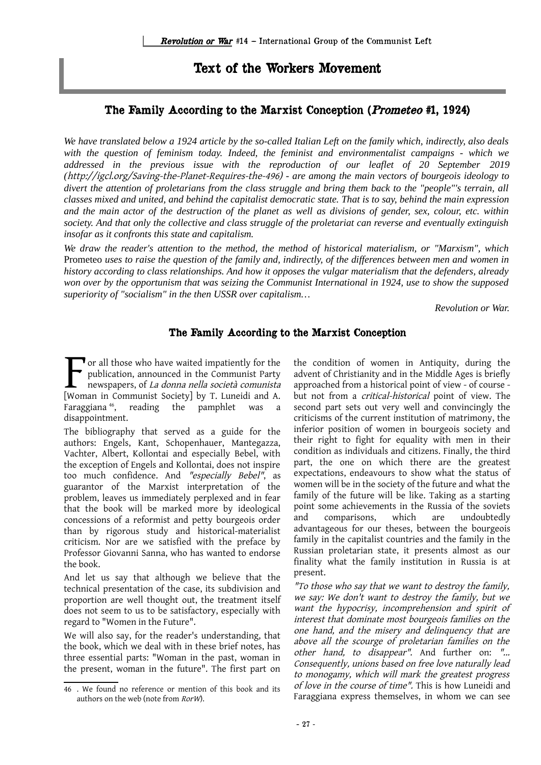# Text of the Workers Movement

## The Family According to the Marxist Conception (*Prometeo* #1, 1924)

*We have translated below a 1924 article by the so-called Italian Left on the family which, indirectly, also deals with the question of feminism today. Indeed, the feminist and environmentalist campaigns - which we addressed in the previous issue with the reproduction of our leaflet of 20 September 2019 (http://igcl.org/Saving-the-Planet-Requires-the-496) - are among the main vectors of bourgeois ideology to divert the attention of proletarians from the class struggle and bring them back to the "people"'s terrain, all classes mixed and united, and behind the capitalist democratic state. That is to say, behind the main expression and the main actor of the destruction of the planet as well as divisions of gender, sex, colour, etc. within society. And that only the collective and class struggle of the proletariat can reverse and eventually extinguish insofar as it confronts this state and capitalism.*

*We draw the reader's attention to the method, the method of historical materialism, or "Marxism", which* Prometeo *uses to raise the question of the family and, indirectly, of the differences between men and women in history according to class relationships. And how it opposes the vulgar materialism that the defenders, already won over by the opportunism that was seizing the Communist International in 1924, use to show the supposed superiority of "socialism" in the then USSR over capitalism…*

*Revolution or War.*

### The Family According to the Marxist Conception

For all those who have waited impatiently for the publication, announced in the Communist Party newspapers, of *La donna nella società comunista* [Woman in Communist Society] by T. Luneidi and A. Faraggiana [46], reading the pamphlet was a disappointment.

The bibliography that served as a guide for the authors: Engels, Kant, Schopenhauer, Mantegazza, Vachter, Albert, Kollontai and especially Bebel, with the exception of Engels and Kollontai, does not inspire too much confidence. And *"especially Bebel"*, as guarantor of the Marxist interpretation of the problem, leaves us immediately perplexed and in fear that the book will be marked more by ideological concessions of a reformist and petty bourgeois order than by rigorous study and historical-materialist criticism. Nor are we satisfied with the preface by Professor Giovanni Sanna, who has wanted to endorse the book.

And let us say that although we believe that the technical presentation of the case, its subdivision and proportion are well thought out, the treatment itself does not seem to us to be satisfactory, especially with regard to "Women in the Future".

We will also say, for the reader's understanding, that the book, which we deal with in these brief notes, has three essential parts: "Woman in the past, woman in the present, woman in the future". The first part on the condition of women in Antiquity, during the advent of Christianity and in the Middle Ages is briefly approached from a historical point of view - of course - but not from a *critical-historical* point of view. The second part sets out very well and convincingly the criticisms of the current institution of matrimony, the inferior position of women in bourgeois society and their right to fight for equality with men in their condition as individuals and citizens. Finally, the third part, the one on which there are the greatest expectations, endeavours to show what the status of women will be in the society of the future and what the family of the future will be like. Taking as a starting point some achievements in the Russia of the soviets and comparisons, which are undoubtedly advantageous for our theses, between the bourgeois family in the capitalist countries and the family in the Russian proletarian state, it presents almost as our finality what the family institution in Russia is at present.

*"To those who say that we want to destroy the family, we say: We don't want to destroy the family, but we want the hypocrisy, incomprehension and spirit of interest that dominate most bourgeois families on the one hand, and the misery and delinquency that are above all the scourge of proletarian families on the other hand, to disappear".* And further on: *"... Consequently, unions based on free love naturally lead to monogamy, which will mark the greatest progress of love in the course of time".* This is how Luneidi and Faraggiana express themselves, in whom we can see

46 . We found no reference or mention of this book and its authors on the web (note from *RorW*).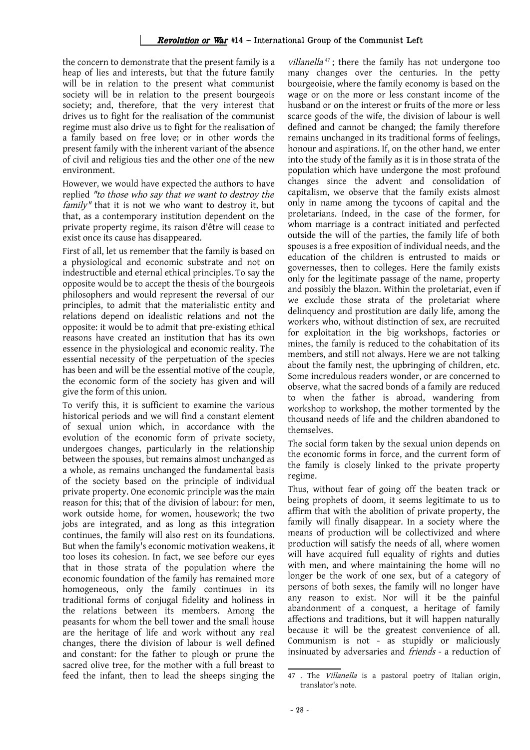the concern to demonstrate that the present family is a heap of lies and interests, but that the future family will be in relation to the present what communist society will be in relation to the present bourgeois society; and, therefore, that the very interest that drives us to fight for the realisation of the communist regime must also drive us to fight for the realisation of a family based on free love; or in other words the present family with the inherent variant of the absence of civil and religious ties and the other one of the new environment.

However, we would have expected the authors to have replied *"to those who say that we want to destroy the family"* that it is not we who want to destroy it, but that, as a contemporary institution dependent on the private property regime, its raison d'être will cease to exist once its cause has disappeared.

First of all, let us remember that the family is based on a physiological and economic substrate and not on indestructible and eternal ethical principles. To say the opposite would be to accept the thesis of the bourgeois philosophers and would represent the reversal of our principles, to admit that the materialistic entity and relations depend on idealistic relations and not the opposite: it would be to admit that pre-existing ethical reasons have created an institution that has its own essence in the physiological and economic reality. The essential necessity of the perpetuation of the species has been and will be the essential motive of the couple, the economic form of the society has given and will give the form of this union.

To verify this, it is sufficient to examine the various historical periods and we will find a constant element of sexual union which, in accordance with the evolution of the economic form of private society, undergoes changes, particularly in the relationship between the spouses, but remains almost unchanged as a whole, as remains unchanged the fundamental basis of the society based on the principle of individual private property. One economic principle was the main reason for this; that of the division of labour: for men, work outside home, for women, housework; the two jobs are integrated, and as long as this integration continues, the family will also rest on its foundations. But when the family's economic motivation weakens, it too loses its cohesion. In fact, we see before our eyes that in those strata of the population where the economic foundation of the family has remained more homogeneous, only the family continues in its traditional forms of conjugal fidelity and holiness in the relations between its members. Among the peasants for whom the bell tower and the small house are the heritage of life and work without any real changes, there the division of labour is well defined and constant: for the father to plough or prune the sacred olive tree, for the mother with a full breast to feed the infant, then to lead the sheeps singing the *villanella*[47]; there the family has not undergone too many changes over the centuries. In the petty bourgeoisie, where the family economy is based on the wage or on the more or less constant income of the husband or on the interest or fruits of the more or less scarce goods of the wife, the division of labour is well defined and cannot be changed; the family therefore remains unchanged in its traditional forms of feelings, honour and aspirations. If, on the other hand, we enter into the study of the family as it is in those strata of the population which have undergone the most profound changes since the advent and consolidation of capitalism, we observe that the family exists almost only in name among the tycoons of capital and the proletarians. Indeed, in the case of the former, for whom marriage is a contract initiated and perfected outside the will of the parties, the family life of both spouses is a free exposition of individual needs, and the education of the children is entrusted to maids or governesses, then to colleges. Here the family exists only for the legitimate passage of the name, property and possibly the blazon. Within the proletariat, even if we exclude those strata of the proletariat where delinquency and prostitution are daily life, among the workers who, without distinction of sex, are recruited for exploitation in the big workshops, factories or mines, the family is reduced to the cohabitation of its members, and still not always. Here we are not talking about the family nest, the upbringing of children, etc. Some incredulous readers wonder, or are concerned to observe, what the sacred bonds of a family are reduced to when the father is abroad, wandering from workshop to workshop, the mother tormented by the thousand needs of life and the children abandoned to themselves.

The social form taken by the sexual union depends on the economic forms in force, and the current form of the family is closely linked to the private property regime.

Thus, without fear of going off the beaten track or being prophets of doom, it seems legitimate to us to affirm that with the abolition of private property, the family will finally disappear. In a society where the means of production will be collectivized and where production will satisfy the needs of all, where women will have acquired full equality of rights and duties with men, and where maintaining the home will no longer be the work of one sex, but of a category of persons of both sexes, the family will no longer have any reason to exist. Nor will it be the painful abandonment of a conquest, a heritage of family affections and traditions, but it will happen naturally because it will be the greatest convenience of all. Communism is not - as stupidly or maliciously insinuated by adversaries and *friends* - a reduction of

47 . The *Villanella* is a pastoral poetry of Italian origin, translator's note.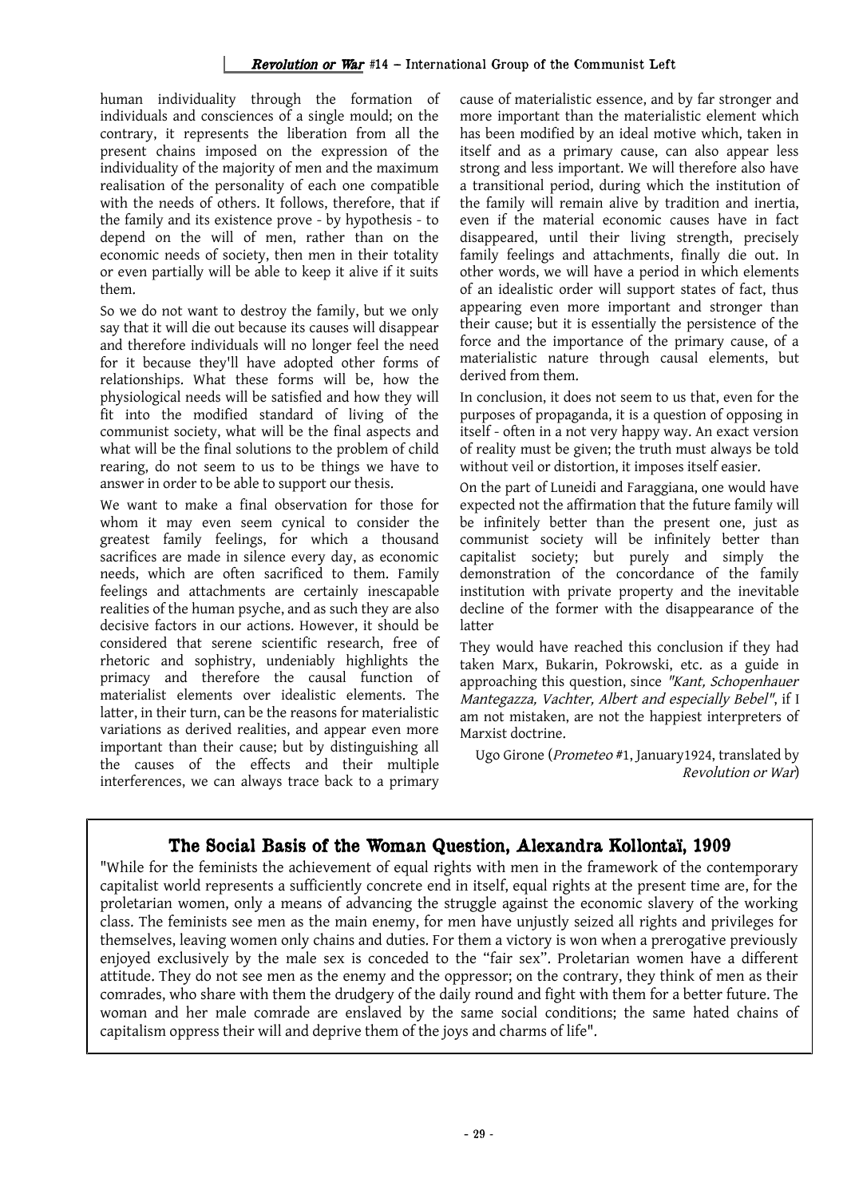human individuality through the formation of individuals and consciences of a single mould; on the contrary, it represents the liberation from all the present chains imposed on the expression of the individuality of the majority of men and the maximum realisation of the personality of each one compatible with the needs of others. It follows, therefore, that if the family and its existence prove - by hypothesis - to depend on the will of men, rather than on the economic needs of society, then men in their totality or even partially will be able to keep it alive if it suits them.

So we do not want to destroy the family, but we only say that it will die out because its causes will disappear and therefore individuals will no longer feel the need for it because they'll have adopted other forms of relationships. What these forms will be, how the physiological needs will be satisfied and how they will fit into the modified standard of living of the communist society, what will be the final aspects and what will be the final solutions to the problem of child rearing, do not seem to us to be things we have to answer in order to be able to support our thesis.

We want to make a final observation for those for whom it may even seem cynical to consider the greatest family feelings, for which a thousand sacrifices are made in silence every day, as economic needs, which are often sacrificed to them. Family feelings and attachments are certainly inescapable realities of the human psyche, and as such they are also decisive factors in our actions. However, it should be considered that serene scientific research, free of rhetoric and sophistry, undeniably highlights the primacy and therefore the causal function of materialist elements over idealistic elements. The latter, in their turn, can be the reasons for materialistic variations as derived realities, and appear even more important than their cause; but by distinguishing all the causes of the effects and their multiple interferences, we can always trace back to a primary cause of materialistic essence, and by far stronger and more important than the materialistic element which has been modified by an ideal motive which, taken in itself and as a primary cause, can also appear less strong and less important. We will therefore also have a transitional period, during which the institution of the family will remain alive by tradition and inertia, even if the material economic causes have in fact disappeared, until their living strength, precisely family feelings and attachments, finally die out. In other words, we will have a period in which elements of an idealistic order will support states of fact, thus appearing even more important and stronger than their cause; but it is essentially the persistence of the force and the importance of the primary cause, of a materialistic nature through causal elements, but derived from them.

In conclusion, it does not seem to us that, even for the purposes of propaganda, it is a question of opposing in itself - often in a not very happy way. An exact version of reality must be given; the truth must always be told without veil or distortion, it imposes itself easier.

On the part of Luneidi and Faraggiana, one would have expected not the affirmation that the future family will be infinitely better than the present one, just as communist society will be infinitely better than capitalist society; but purely and simply the demonstration of the concordance of the family institution with private property and the inevitable decline of the former with the disappearance of the latter

They would have reached this conclusion if they had taken Marx, Bukarin, Pokrowski, etc. as a guide in approaching this question, since *"Kant, Schopenhauer Mantegazza, Vachter, Albert and especially Bebel"*, if I am not mistaken, are not the happiest interpreters of Marxist doctrine.

Ugo Girone (*Prometeo* #1, January1924, translated by *Revolution or War*)

## The Social Basis of the Woman Question, Alexandra Kollontaï, 1909

"While for the feminists the achievement of equal rights with men in the framework of the contemporary capitalist world represents a sufficiently concrete end in itself, equal rights at the present time are, for the proletarian women, only a means of advancing the struggle against the economic slavery of the working class. The feminists see men as the main enemy, for men have unjustly seized all rights and privileges for themselves, leaving women only chains and duties. For them a victory is won when a prerogative previously enjoyed exclusively by the male sex is conceded to the "fair sex". Proletarian women have a different attitude. They do not see men as the enemy and the oppressor; on the contrary, they think of men as their comrades, who share with them the drudgery of the daily round and fight with them for a better future. The woman and her male comrade are enslaved by the same social conditions; the same hated chains of capitalism oppress their will and deprive them of the joys and charms of life".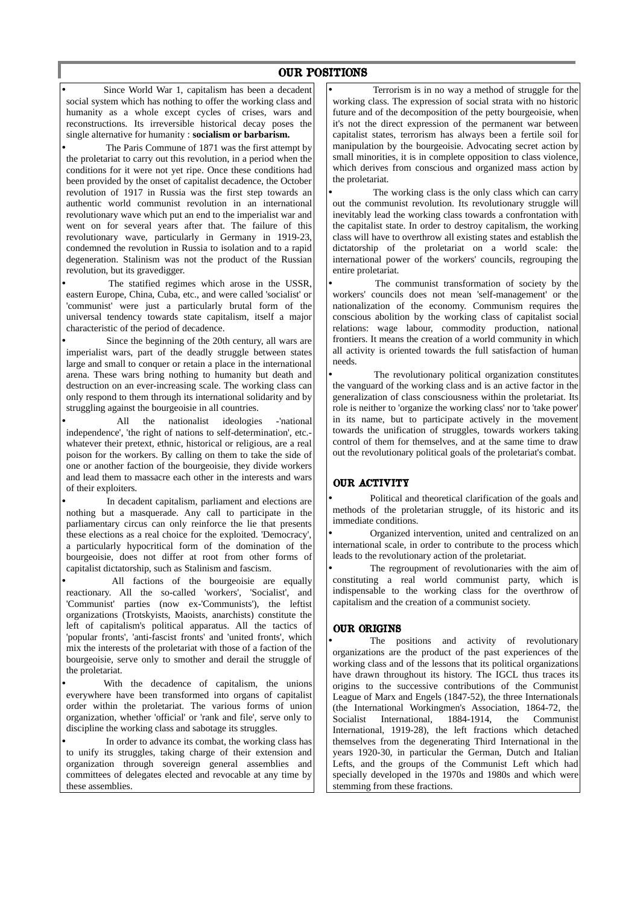# OUR POSITIONS

- Since World War 1, capitalism has been a decadent social system which has nothing to offer the working class and humanity as a whole except cycles of crises, wars and reconstructions. Its irreversible historical decay poses the single alternative for humanity : **socialism or barbarism.**
- The Paris Commune of 1871 was the first attempt by the proletariat to carry out this revolution, in a period when the conditions for it were not yet ripe. Once these conditions had been provided by the onset of capitalist decadence, the October revolution of 1917 in Russia was the first step towards an authentic world communist revolution in an international revolutionary wave which put an end to the imperialist war and went on for several years after that. The failure of this revolutionary wave, particularly in Germany in 1919-23, condemned the revolution in Russia to isolation and to a rapid degeneration. Stalinism was not the product of the Russian revolution, but its gravedigger.
- The statified regimes which arose in the USSR, eastern Europe, China, Cuba, etc., and were called 'socialist' or 'communist' were just a particularly brutal form of the universal tendency towards state capitalism, itself a major characteristic of the period of decadence.
- Since the beginning of the 20th century, all wars are imperialist wars, part of the deadly struggle between states large and small to conquer or retain a place in the international arena. These wars bring nothing to humanity but death and destruction on an ever-increasing scale. The working class can only respond to them through its international solidarity and by struggling against the bourgeoisie in all countries.
- All the nationalist ideologies -'national independence', 'the right of nations to self-determination', etc.- whatever their pretext, ethnic, historical or religious, are a real poison for the workers. By calling on them to take the side of one or another faction of the bourgeoisie, they divide workers and lead them to massacre each other in the interests and wars of their exploiters.
- In decadent capitalism, parliament and elections are nothing but a masquerade. Any call to participate in the parliamentary circus can only reinforce the lie that presents these elections as a real choice for the exploited. 'Democracy', a particularly hypocritical form of the domination of the bourgeoisie, does not differ at root from other forms of capitalist dictatorship, such as Stalinism and fascism.
- All factions of the bourgeoisie are equally reactionary. All the so-called 'workers', 'Socialist', and 'Communist' parties (now ex-'Communists'), the leftist organizations (Trotskyists, Maoists, anarchists) constitute the left of capitalism's political apparatus. All the tactics of 'popular fronts', 'anti-fascist fronts' and 'united fronts', which mix the interests of the proletariat with those of a faction of the bourgeoisie, serve only to smother and derail the struggle of the proletariat.
- With the decadence of capitalism, the unions everywhere have been transformed into organs of capitalist order within the proletariat. The various forms of union organization, whether 'official' or 'rank and file', serve only to discipline the working class and sabotage its struggles.
- In order to advance its combat, the working class has to unify its struggles, taking charge of their extension and organization through sovereign general assemblies and committees of delegates elected and revocable at any time by these assemblies.
- Terrorism is in no way a method of struggle for the working class. The expression of social strata with no historic future and of the decomposition of the petty bourgeoisie, when it's not the direct expression of the permanent war between capitalist states, terrorism has always been a fertile soil for manipulation by the bourgeoisie. Advocating secret action by small minorities, it is in complete opposition to class violence, which derives from conscious and organized mass action by the proletariat.
- The working class is the only class which can carry out the communist revolution. Its revolutionary struggle will inevitably lead the working class towards a confrontation with the capitalist state. In order to destroy capitalism, the working class will have to overthrow all existing states and establish the dictatorship of the proletariat on a world scale: the international power of the workers' councils, regrouping the entire proletariat.
- The communist transformation of society by the workers' councils does not mean 'self-management' or the nationalization of the economy. Communism requires the conscious abolition by the working class of capitalist social relations: wage labour, commodity production, national frontiers. It means the creation of a world community in which all activity is oriented towards the full satisfaction of human needs.
- The revolutionary political organization constitutes the vanguard of the working class and is an active factor in the generalization of class consciousness within the proletariat. Its role is neither to 'organize the working class' nor to 'take power' in its name, but to participate actively in the movement towards the unification of struggles, towards workers taking control of them for themselves, and at the same time to draw out the revolutionary political goals of the proletariat's combat.

## OUR ACTIVITY

- Political and theoretical clarification of the goals and methods of the proletarian struggle, of its historic and its immediate conditions.
- Organized intervention, united and centralized on an international scale, in order to contribute to the process which leads to the revolutionary action of the proletariat.
- The regroupment of revolutionaries with the aim of constituting a real world communist party, which is indispensable to the working class for the overthrow of capitalism and the creation of a communist society.

## OUR ORIGINS

- The positions and activity of revolutionary organizations are the product of the past experiences of the working class and of the lessons that its political organizations have drawn throughout its history. The IGCL thus traces its origins to the successive contributions of the Communist League of Marx and Engels (1847-52), the three Internationals (the International Workingmen's Association, 1864-72, the Socialist International, 1884-1914, the Communist International, 1919-28), the left fractions which detached themselves from the degenerating Third International in the years 1920-30, in particular the German, Dutch and Italian Lefts, and the groups of the Communist Left which had specially developed in the 1970s and 1980s and which were stemming from these fractions.